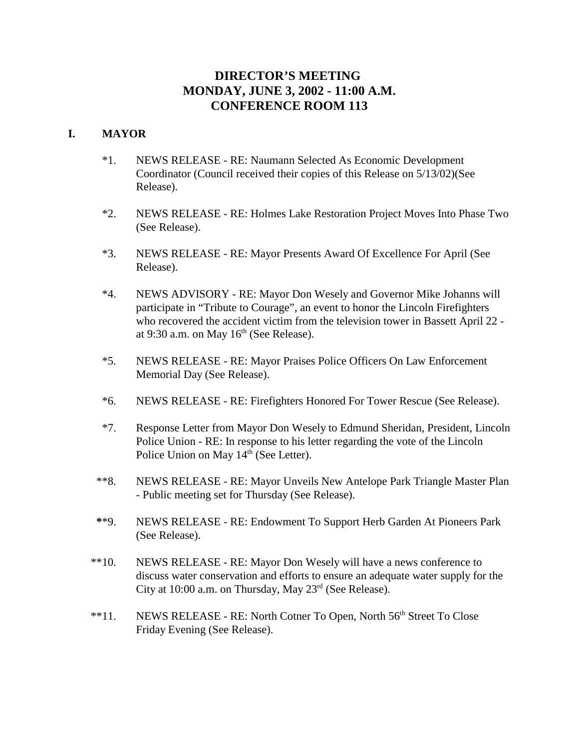# DIRECTOR'S MEETING
# MONDAY, JUNE 3, 2002 - 11:00 A.M.
# CONFERENCE ROOM 113

## I. MAYOR

*1. NEWS RELEASE - RE: Naumann Selected As Economic Development Coordinator (Council received their copies of this Release on 5/13/02)(See Release).

*2. NEWS RELEASE - RE: Holmes Lake Restoration Project Moves Into Phase Two (See Release).

*3. NEWS RELEASE - RE: Mayor Presents Award Of Excellence For April (See Release).

*4. NEWS ADVISORY - RE: Mayor Don Wesely and Governor Mike Johanns will participate in "Tribute to Courage", an event to honor the Lincoln Firefighters who recovered the accident victim from the television tower in Bassett April 22 - at 9:30 a.m. on May 16th (See Release).

*5. NEWS RELEASE - RE: Mayor Praises Police Officers On Law Enforcement Memorial Day (See Release).

*6. NEWS RELEASE - RE: Firefighters Honored For Tower Rescue (See Release).

*7. Response Letter from Mayor Don Wesely to Edmund Sheridan, President, Lincoln Police Union - RE: In response to his letter regarding the vote of the Lincoln Police Union on May 14th (See Letter).

**8. NEWS RELEASE - RE: Mayor Unveils New Antelope Park Triangle Master Plan - Public meeting set for Thursday (See Release).

**9. NEWS RELEASE - RE: Endowment To Support Herb Garden At Pioneers Park (See Release).

**10. NEWS RELEASE - RE: Mayor Don Wesely will have a news conference to discuss water conservation and efforts to ensure an adequate water supply for the City at 10:00 a.m. on Thursday, May 23rd (See Release).

**11. NEWS RELEASE - RE: North Cotner To Open, North 56th Street To Close Friday Evening (See Release).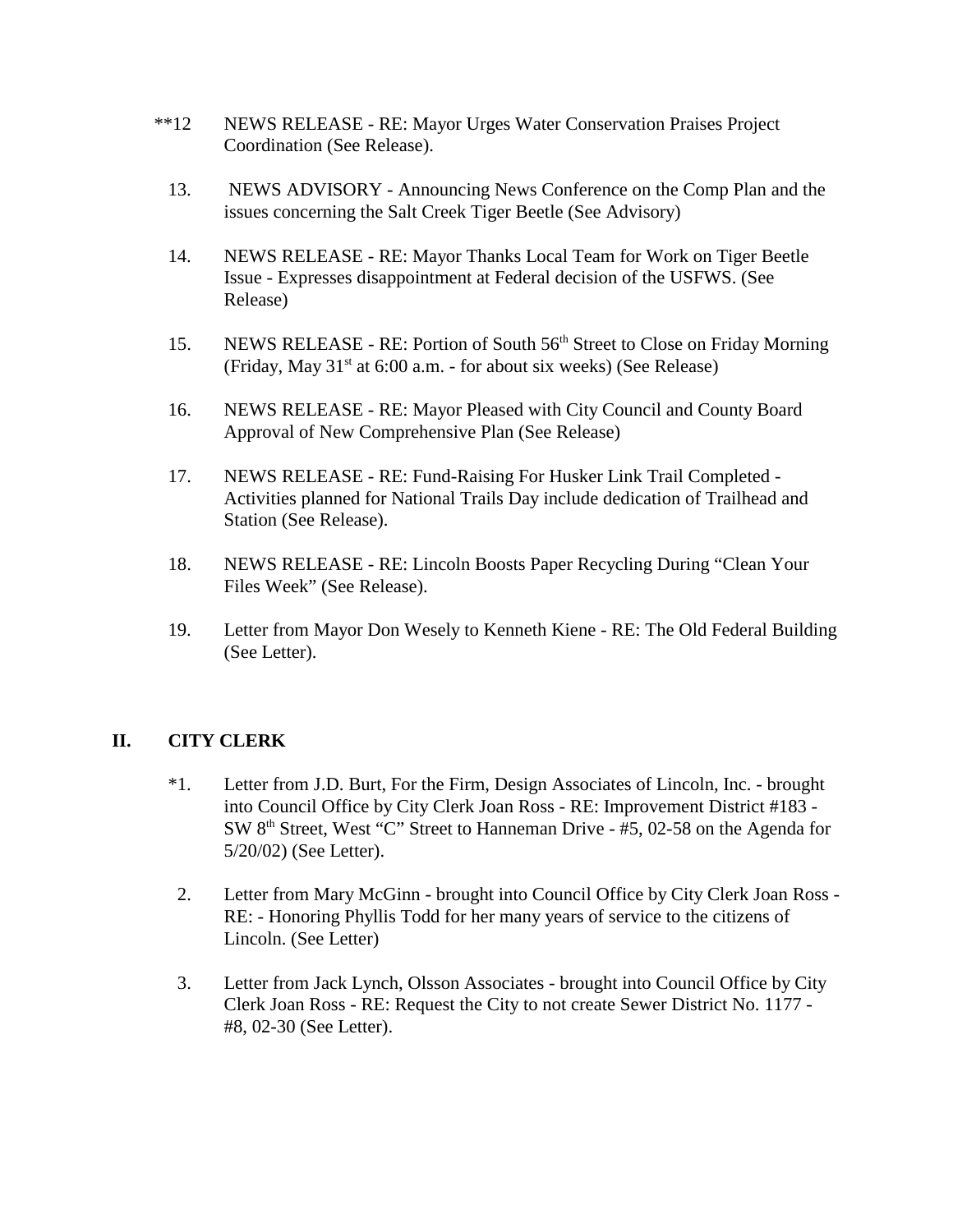**12 NEWS RELEASE - RE: Mayor Urges Water Conservation Praises Project Coordination (See Release).

13. NEWS ADVISORY - Announcing News Conference on the Comp Plan and the issues concerning the Salt Creek Tiger Beetle (See Advisory)

14. NEWS RELEASE - RE: Mayor Thanks Local Team for Work on Tiger Beetle Issue - Expresses disappointment at Federal decision of the USFWS. (See Release)

15. NEWS RELEASE - RE: Portion of South 56th Street to Close on Friday Morning (Friday, May 31st at 6:00 a.m. - for about six weeks) (See Release)

16. NEWS RELEASE - RE: Mayor Pleased with City Council and County Board Approval of New Comprehensive Plan (See Release)

17. NEWS RELEASE - RE: Fund-Raising For Husker Link Trail Completed - Activities planned for National Trails Day include dedication of Trailhead and Station (See Release).

18. NEWS RELEASE - RE: Lincoln Boosts Paper Recycling During "Clean Your Files Week" (See Release).

19. Letter from Mayor Don Wesely to Kenneth Kiene - RE: The Old Federal Building (See Letter).

## II. CITY CLERK

*1. Letter from J.D. Burt, For the Firm, Design Associates of Lincoln, Inc. - brought into Council Office by City Clerk Joan Ross - RE: Improvement District #183 - SW 8th Street, West "C" Street to Hanneman Drive - #5, 02-58 on the Agenda for 5/20/02) (See Letter).

2. Letter from Mary McGinn - brought into Council Office by City Clerk Joan Ross - RE: - Honoring Phyllis Todd for her many years of service to the citizens of Lincoln. (See Letter)

3. Letter from Jack Lynch, Olsson Associates - brought into Council Office by City Clerk Joan Ross - RE: Request the City to not create Sewer District No. 1177 - #8, 02-30 (See Letter).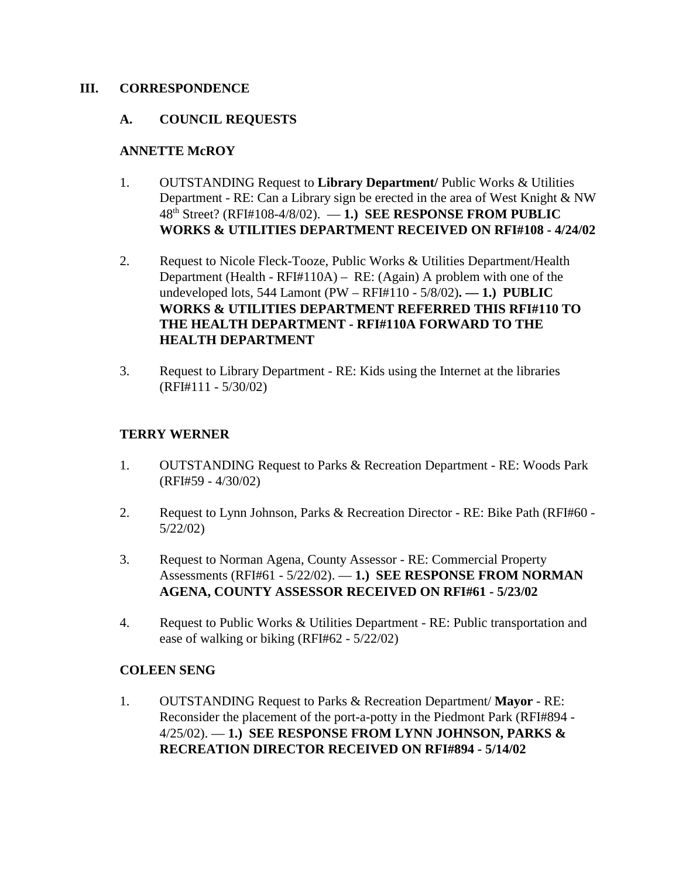## III. CORRESPONDENCE

### A. COUNCIL REQUESTS

**ANNETTE McROY**

1. OUTSTANDING Request to **Library Department/** Public Works & Utilities Department - RE: Can a Library sign be erected in the area of West Knight & NW 48th Street? (RFI#108-4/8/02). — **1.) SEE RESPONSE FROM PUBLIC WORKS & UTILITIES DEPARTMENT RECEIVED ON RFI#108 - 4/24/02**

2. Request to Nicole Fleck-Tooze, Public Works & Utilities Department/Health Department (Health - RFI#110A) – RE: (Again) A problem with one of the undeveloped lots, 544 Lamont (PW – RFI#110 - 5/8/02)**. — 1.) PUBLIC WORKS & UTILITIES DEPARTMENT REFERRED THIS RFI#110 TO THE HEALTH DEPARTMENT - RFI#110A FORWARD TO THE HEALTH DEPARTMENT**

3. Request to Library Department - RE: Kids using the Internet at the libraries (RFI#111 - 5/30/02)

**TERRY WERNER**

1. OUTSTANDING Request to Parks & Recreation Department - RE: Woods Park (RFI#59 - 4/30/02)

2. Request to Lynn Johnson, Parks & Recreation Director - RE: Bike Path (RFI#60 - 5/22/02)

3. Request to Norman Agena, County Assessor - RE: Commercial Property Assessments (RFI#61 - 5/22/02). — **1.) SEE RESPONSE FROM NORMAN AGENA, COUNTY ASSESSOR RECEIVED ON RFI#61 - 5/23/02**

4. Request to Public Works & Utilities Department - RE: Public transportation and ease of walking or biking (RFI#62 - 5/22/02)

**COLEEN SENG**

1. OUTSTANDING Request to Parks & Recreation Department/ **Mayor** - RE: Reconsider the placement of the port-a-potty in the Piedmont Park (RFI#894 - 4/25/02). — **1.) SEE RESPONSE FROM LYNN JOHNSON, PARKS & RECREATION DIRECTOR RECEIVED ON RFI#894 - 5/14/02**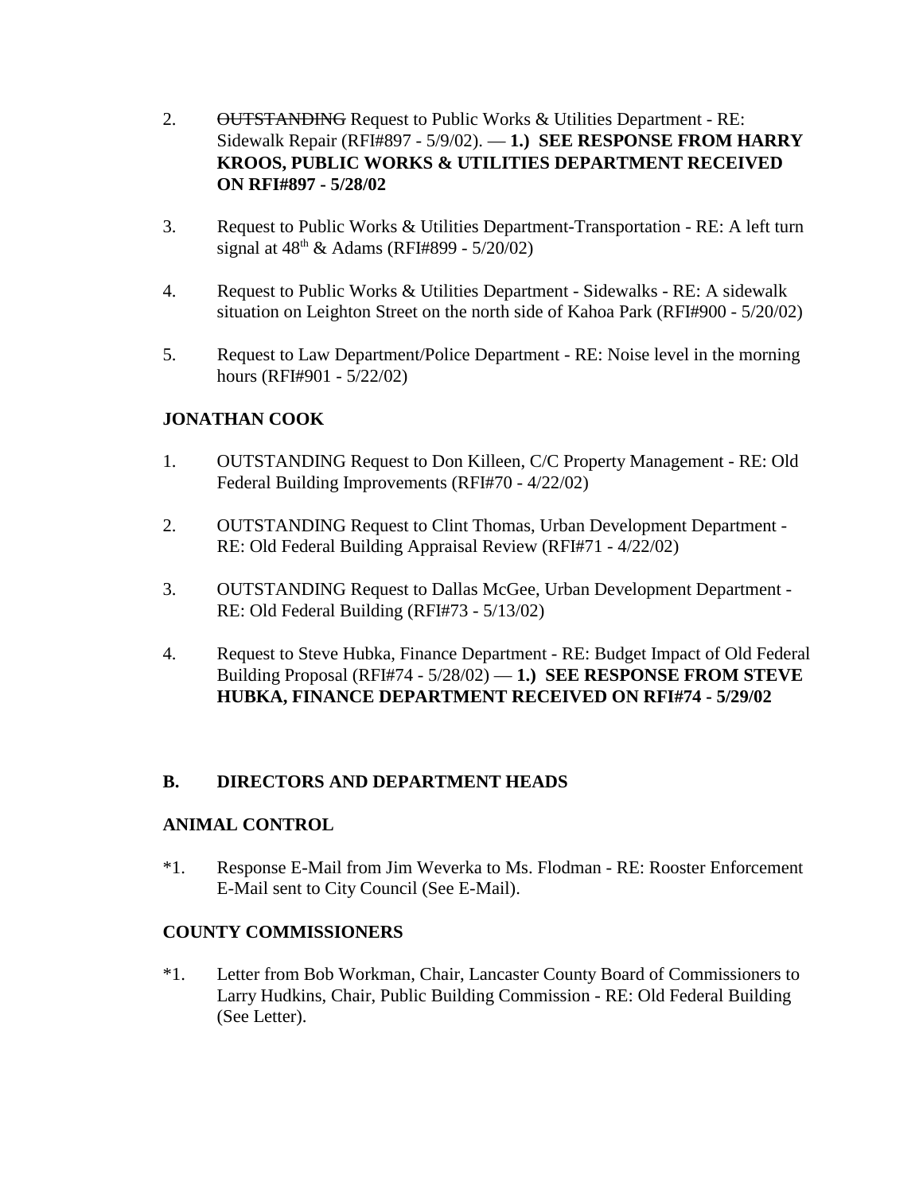2. ~~OUTSTANDING~~ Request to Public Works & Utilities Department - RE: Sidewalk Repair (RFI#897 - 5/9/02). — **1.) SEE RESPONSE FROM HARRY KROOS, PUBLIC WORKS & UTILITIES DEPARTMENT RECEIVED ON RFI#897 - 5/28/02**

3. Request to Public Works & Utilities Department-Transportation - RE: A left turn signal at 48th & Adams (RFI#899 - 5/20/02)

4. Request to Public Works & Utilities Department - Sidewalks - RE: A sidewalk situation on Leighton Street on the north side of Kahoa Park (RFI#900 - 5/20/02)

5. Request to Law Department/Police Department - RE: Noise level in the morning hours (RFI#901 - 5/22/02)

**JONATHAN COOK**

1. OUTSTANDING Request to Don Killeen, C/C Property Management - RE: Old Federal Building Improvements (RFI#70 - 4/22/02)

2. OUTSTANDING Request to Clint Thomas, Urban Development Department - RE: Old Federal Building Appraisal Review (RFI#71 - 4/22/02)

3. OUTSTANDING Request to Dallas McGee, Urban Development Department - RE: Old Federal Building (RFI#73 - 5/13/02)

4. Request to Steve Hubka, Finance Department - RE: Budget Impact of Old Federal Building Proposal (RFI#74 - 5/28/02) — **1.) SEE RESPONSE FROM STEVE HUBKA, FINANCE DEPARTMENT RECEIVED ON RFI#74 - 5/29/02**

## B. DIRECTORS AND DEPARTMENT HEADS

**ANIMAL CONTROL**

*1. Response E-Mail from Jim Weverka to Ms. Flodman - RE: Rooster Enforcement E-Mail sent to City Council (See E-Mail).

**COUNTY COMMISSIONERS**

*1. Letter from Bob Workman, Chair, Lancaster County Board of Commissioners to Larry Hudkins, Chair, Public Building Commission - RE: Old Federal Building (See Letter).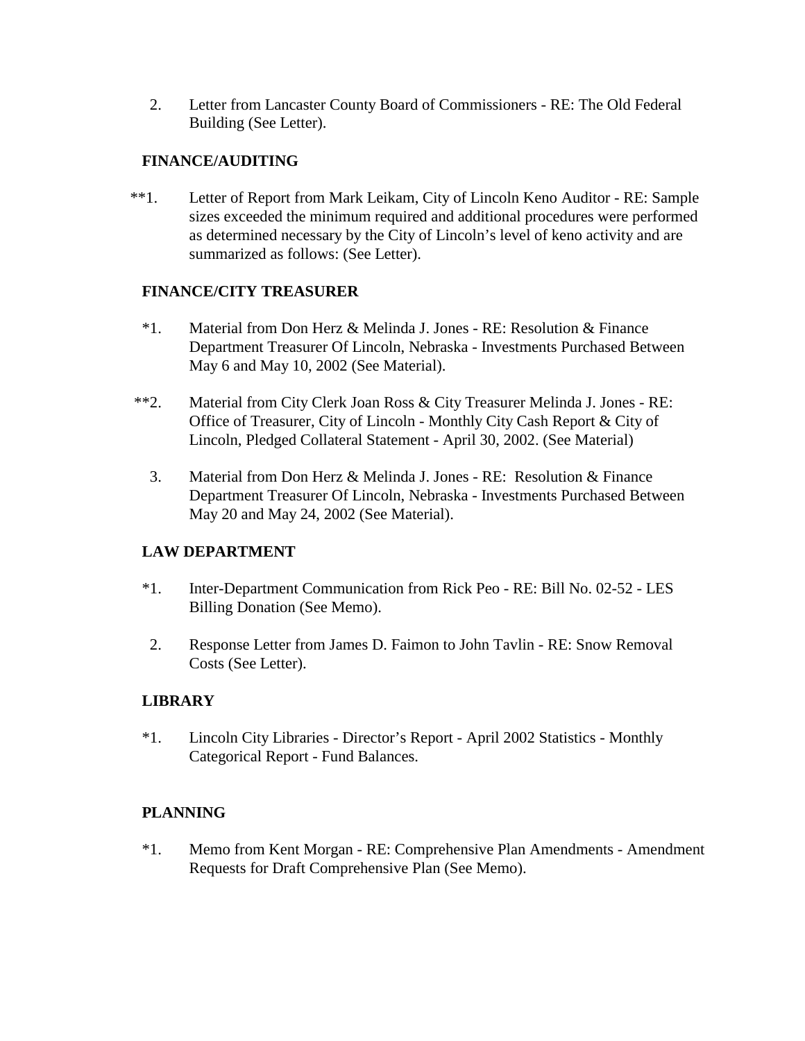2. Letter from Lancaster County Board of Commissioners - RE: The Old Federal Building (See Letter).

**FINANCE/AUDITING**

**1. Letter of Report from Mark Leikam, City of Lincoln Keno Auditor - RE: Sample sizes exceeded the minimum required and additional procedures were performed as determined necessary by the City of Lincoln's level of keno activity and are summarized as follows: (See Letter).

**FINANCE/CITY TREASURER**

*1. Material from Don Herz & Melinda J. Jones - RE: Resolution & Finance Department Treasurer Of Lincoln, Nebraska - Investments Purchased Between May 6 and May 10, 2002 (See Material).

**2. Material from City Clerk Joan Ross & City Treasurer Melinda J. Jones - RE: Office of Treasurer, City of Lincoln - Monthly City Cash Report & City of Lincoln, Pledged Collateral Statement - April 30, 2002. (See Material)

3. Material from Don Herz & Melinda J. Jones - RE: Resolution & Finance Department Treasurer Of Lincoln, Nebraska - Investments Purchased Between May 20 and May 24, 2002 (See Material).

**LAW DEPARTMENT**

*1. Inter-Department Communication from Rick Peo - RE: Bill No. 02-52 - LES Billing Donation (See Memo).

2. Response Letter from James D. Faimon to John Tavlin - RE: Snow Removal Costs (See Letter).

**LIBRARY**

*1. Lincoln City Libraries - Director's Report - April 2002 Statistics - Monthly Categorical Report - Fund Balances.

**PLANNING**

*1. Memo from Kent Morgan - RE: Comprehensive Plan Amendments - Amendment Requests for Draft Comprehensive Plan (See Memo).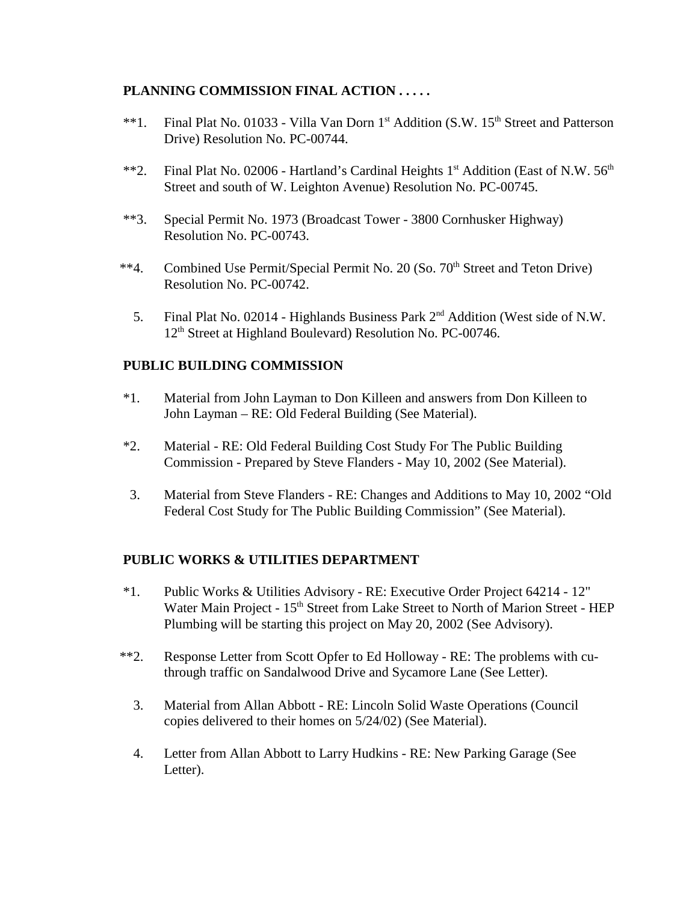**PLANNING COMMISSION FINAL ACTION . . . . .**

**1. Final Plat No. 01033 - Villa Van Dorn 1st Addition (S.W. 15th Street and Patterson Drive) Resolution No. PC-00744.

**2. Final Plat No. 02006 - Hartland's Cardinal Heights 1st Addition (East of N.W. 56th Street and south of W. Leighton Avenue) Resolution No. PC-00745.

**3. Special Permit No. 1973 (Broadcast Tower - 3800 Cornhusker Highway) Resolution No. PC-00743.

**4. Combined Use Permit/Special Permit No. 20 (So. 70th Street and Teton Drive) Resolution No. PC-00742.

5. Final Plat No. 02014 - Highlands Business Park 2nd Addition (West side of N.W. 12th Street at Highland Boulevard) Resolution No. PC-00746.

**PUBLIC BUILDING COMMISSION**

*1. Material from John Layman to Don Killeen and answers from Don Killeen to John Layman – RE: Old Federal Building (See Material).

*2. Material - RE: Old Federal Building Cost Study For The Public Building Commission - Prepared by Steve Flanders - May 10, 2002 (See Material).

3. Material from Steve Flanders - RE: Changes and Additions to May 10, 2002 "Old Federal Cost Study for The Public Building Commission" (See Material).

**PUBLIC WORKS & UTILITIES DEPARTMENT**

*1. Public Works & Utilities Advisory - RE: Executive Order Project 64214 - 12" Water Main Project - 15th Street from Lake Street to North of Marion Street - HEP Plumbing will be starting this project on May 20, 2002 (See Advisory).

**2. Response Letter from Scott Opfer to Ed Holloway - RE: The problems with cu-through traffic on Sandalwood Drive and Sycamore Lane (See Letter).

3. Material from Allan Abbott - RE: Lincoln Solid Waste Operations (Council copies delivered to their homes on 5/24/02) (See Material).

4. Letter from Allan Abbott to Larry Hudkins - RE: New Parking Garage (See Letter).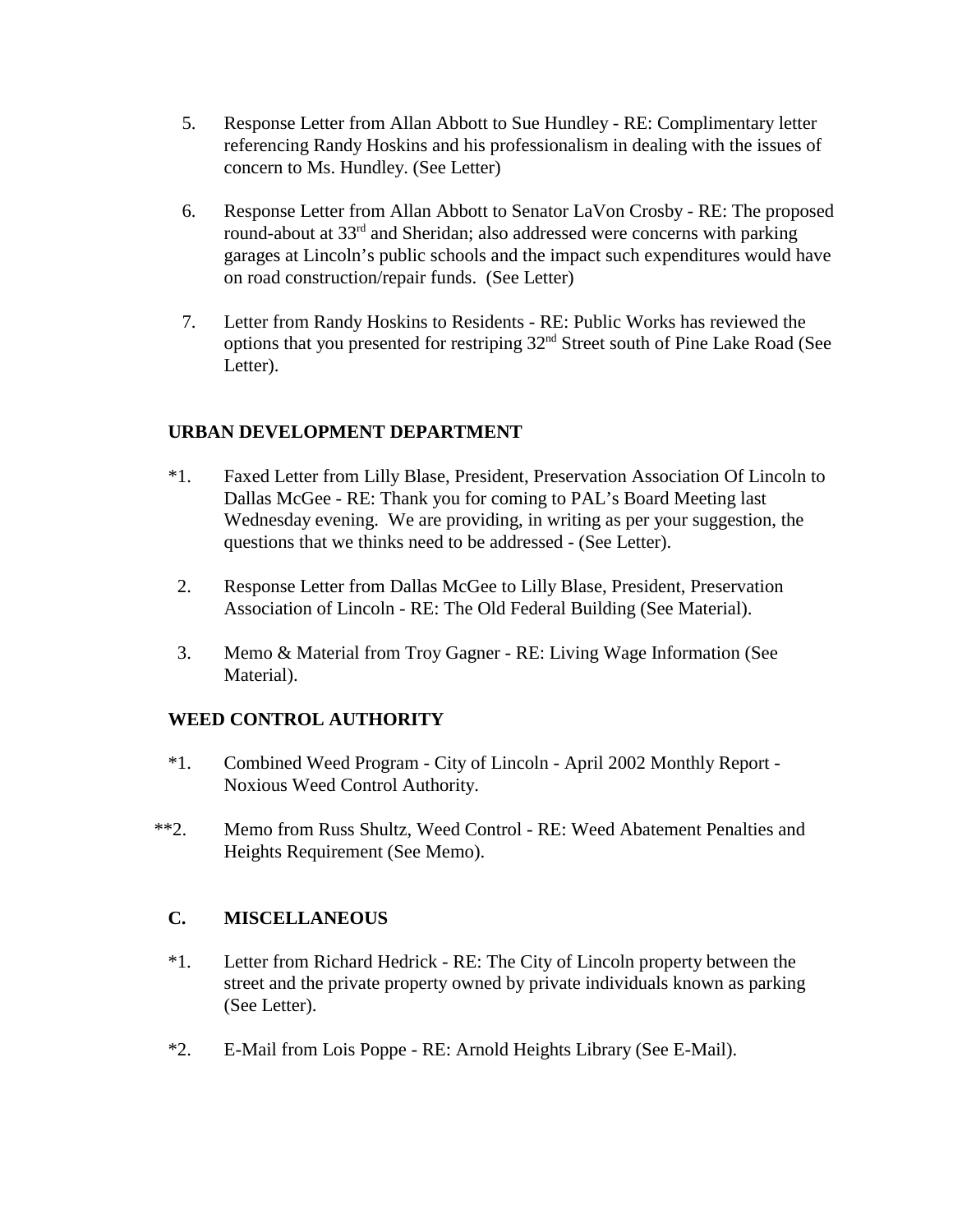5. Response Letter from Allan Abbott to Sue Hundley - RE: Complimentary letter referencing Randy Hoskins and his professionalism in dealing with the issues of concern to Ms. Hundley. (See Letter)

6. Response Letter from Allan Abbott to Senator LaVon Crosby - RE: The proposed round-about at 33rd and Sheridan; also addressed were concerns with parking garages at Lincoln's public schools and the impact such expenditures would have on road construction/repair funds. (See Letter)

7. Letter from Randy Hoskins to Residents - RE: Public Works has reviewed the options that you presented for restriping 32nd Street south of Pine Lake Road (See Letter).

**URBAN DEVELOPMENT DEPARTMENT**

*1. Faxed Letter from Lilly Blase, President, Preservation Association Of Lincoln to Dallas McGee - RE: Thank you for coming to PAL's Board Meeting last Wednesday evening. We are providing, in writing as per your suggestion, the questions that we thinks need to be addressed - (See Letter).

2. Response Letter from Dallas McGee to Lilly Blase, President, Preservation Association of Lincoln - RE: The Old Federal Building (See Material).

3. Memo & Material from Troy Gagner - RE: Living Wage Information (See Material).

**WEED CONTROL AUTHORITY**

*1. Combined Weed Program - City of Lincoln - April 2002 Monthly Report - Noxious Weed Control Authority.

**2. Memo from Russ Shultz, Weed Control - RE: Weed Abatement Penalties and Heights Requirement (See Memo).

**C. MISCELLANEOUS**

*1. Letter from Richard Hedrick - RE: The City of Lincoln property between the street and the private property owned by private individuals known as parking (See Letter).

*2. E-Mail from Lois Poppe - RE: Arnold Heights Library (See E-Mail).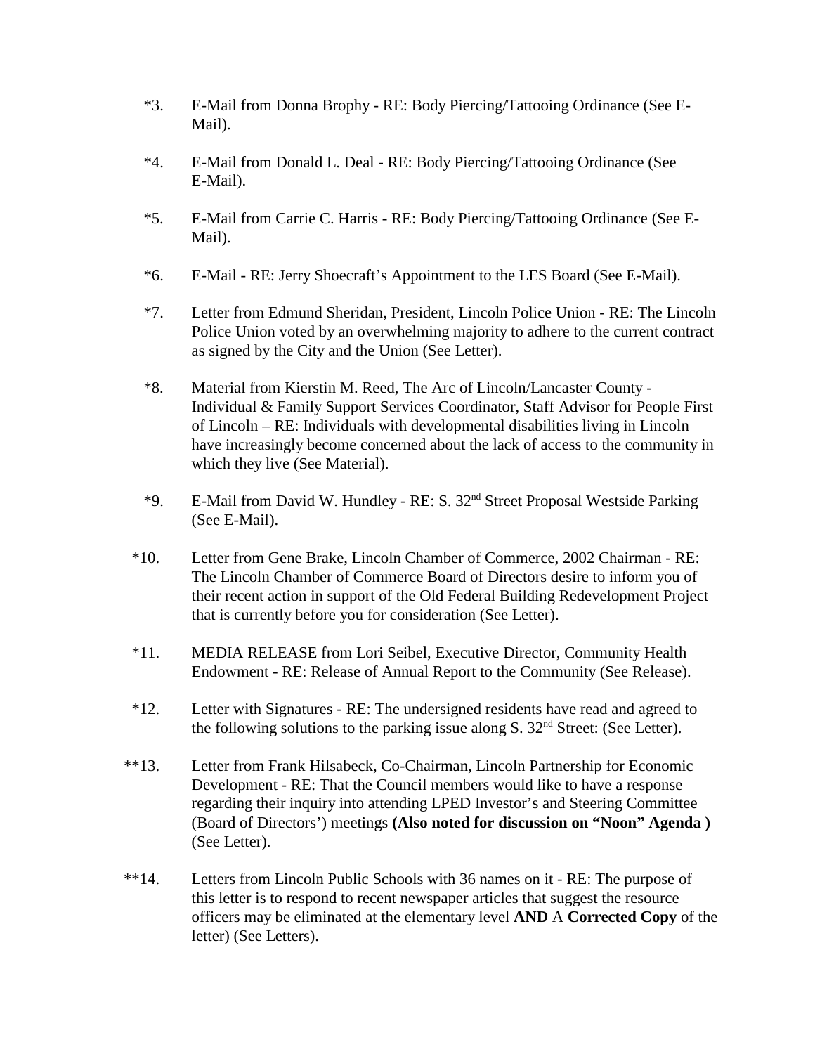*3. E-Mail from Donna Brophy - RE: Body Piercing/Tattooing Ordinance (See E-Mail).

*4. E-Mail from Donald L. Deal - RE: Body Piercing/Tattooing Ordinance (See E-Mail).

*5. E-Mail from Carrie C. Harris - RE: Body Piercing/Tattooing Ordinance (See E-Mail).

*6. E-Mail - RE: Jerry Shoecraft's Appointment to the LES Board (See E-Mail).

*7. Letter from Edmund Sheridan, President, Lincoln Police Union - RE: The Lincoln Police Union voted by an overwhelming majority to adhere to the current contract as signed by the City and the Union (See Letter).

*8. Material from Kierstin M. Reed, The Arc of Lincoln/Lancaster County - Individual & Family Support Services Coordinator, Staff Advisor for People First of Lincoln – RE: Individuals with developmental disabilities living in Lincoln have increasingly become concerned about the lack of access to the community in which they live (See Material).

*9. E-Mail from David W. Hundley - RE: S. 32nd Street Proposal Westside Parking (See E-Mail).

*10. Letter from Gene Brake, Lincoln Chamber of Commerce, 2002 Chairman - RE: The Lincoln Chamber of Commerce Board of Directors desire to inform you of their recent action in support of the Old Federal Building Redevelopment Project that is currently before you for consideration (See Letter).

*11. MEDIA RELEASE from Lori Seibel, Executive Director, Community Health Endowment - RE: Release of Annual Report to the Community (See Release).

*12. Letter with Signatures - RE: The undersigned residents have read and agreed to the following solutions to the parking issue along S. 32nd Street: (See Letter).

**13. Letter from Frank Hilsabeck, Co-Chairman, Lincoln Partnership for Economic Development - RE: That the Council members would like to have a response regarding their inquiry into attending LPED Investor's and Steering Committee (Board of Directors') meetings **(Also noted for discussion on "Noon" Agenda )** (See Letter).

**14. Letters from Lincoln Public Schools with 36 names on it - RE: The purpose of this letter is to respond to recent newspaper articles that suggest the resource officers may be eliminated at the elementary level **AND** A **Corrected Copy** of the letter) (See Letters).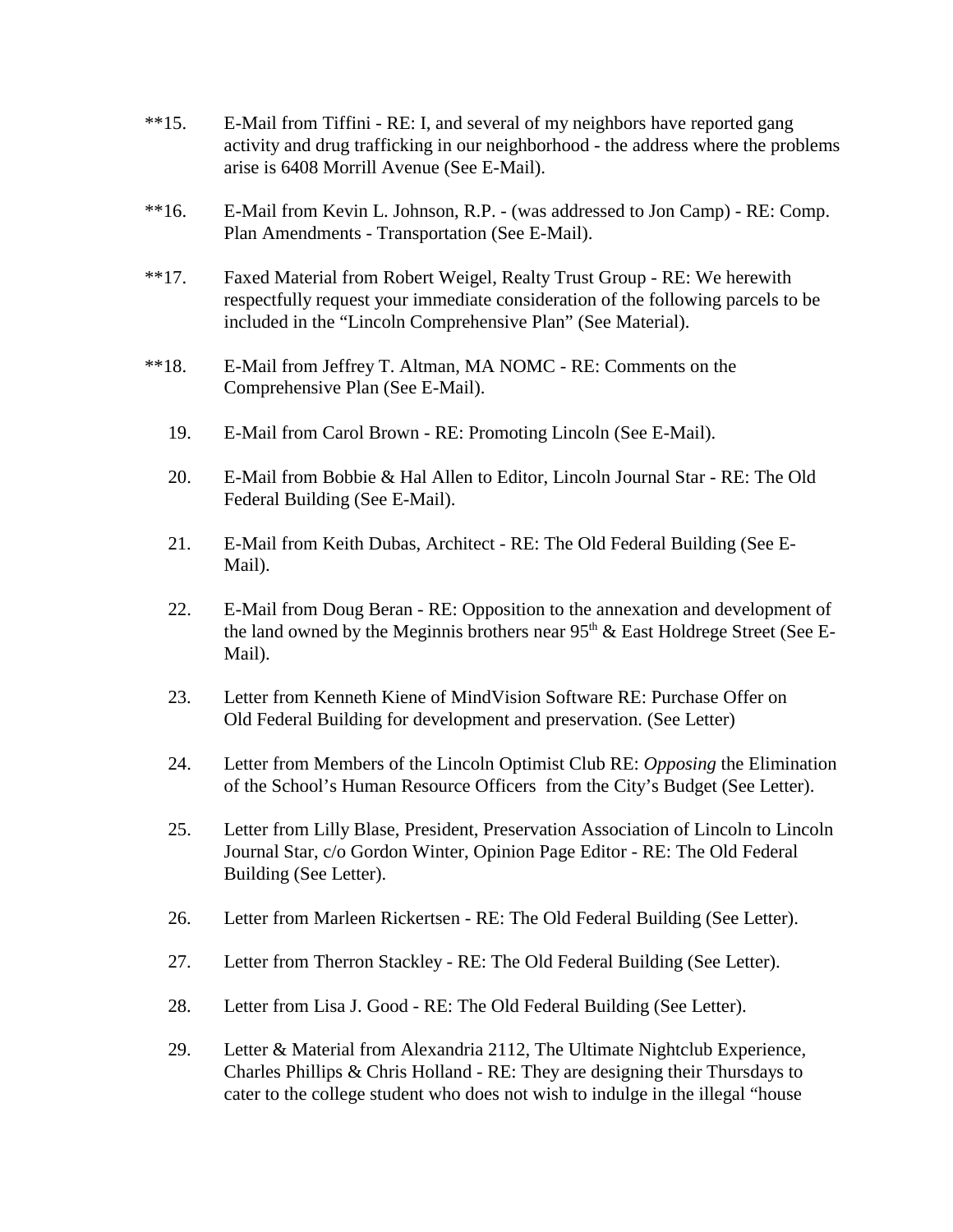**15. E-Mail from Tiffini - RE: I, and several of my neighbors have reported gang activity and drug trafficking in our neighborhood - the address where the problems arise is 6408 Morrill Avenue (See E-Mail).

**16. E-Mail from Kevin L. Johnson, R.P. - (was addressed to Jon Camp) - RE: Comp. Plan Amendments - Transportation (See E-Mail).

**17. Faxed Material from Robert Weigel, Realty Trust Group - RE: We herewith respectfully request your immediate consideration of the following parcels to be included in the "Lincoln Comprehensive Plan" (See Material).

**18. E-Mail from Jeffrey T. Altman, MA NOMC - RE: Comments on the Comprehensive Plan (See E-Mail).

19. E-Mail from Carol Brown - RE: Promoting Lincoln (See E-Mail).

20. E-Mail from Bobbie & Hal Allen to Editor, Lincoln Journal Star - RE: The Old Federal Building (See E-Mail).

21. E-Mail from Keith Dubas, Architect - RE: The Old Federal Building (See E-Mail).

22. E-Mail from Doug Beran - RE: Opposition to the annexation and development of the land owned by the Meginnis brothers near 95th & East Holdrege Street (See E-Mail).

23. Letter from Kenneth Kiene of MindVision Software RE: Purchase Offer on Old Federal Building for development and preservation. (See Letter)

24. Letter from Members of the Lincoln Optimist Club RE: *Opposing* the Elimination of the School's Human Resource Officers from the City's Budget (See Letter).

25. Letter from Lilly Blase, President, Preservation Association of Lincoln to Lincoln Journal Star, c/o Gordon Winter, Opinion Page Editor - RE: The Old Federal Building (See Letter).

26. Letter from Marleen Rickertsen - RE: The Old Federal Building (See Letter).

27. Letter from Therron Stackley - RE: The Old Federal Building (See Letter).

28. Letter from Lisa J. Good - RE: The Old Federal Building (See Letter).

29. Letter & Material from Alexandria 2112, The Ultimate Nightclub Experience, Charles Phillips & Chris Holland - RE: They are designing their Thursdays to cater to the college student who does not wish to indulge in the illegal "house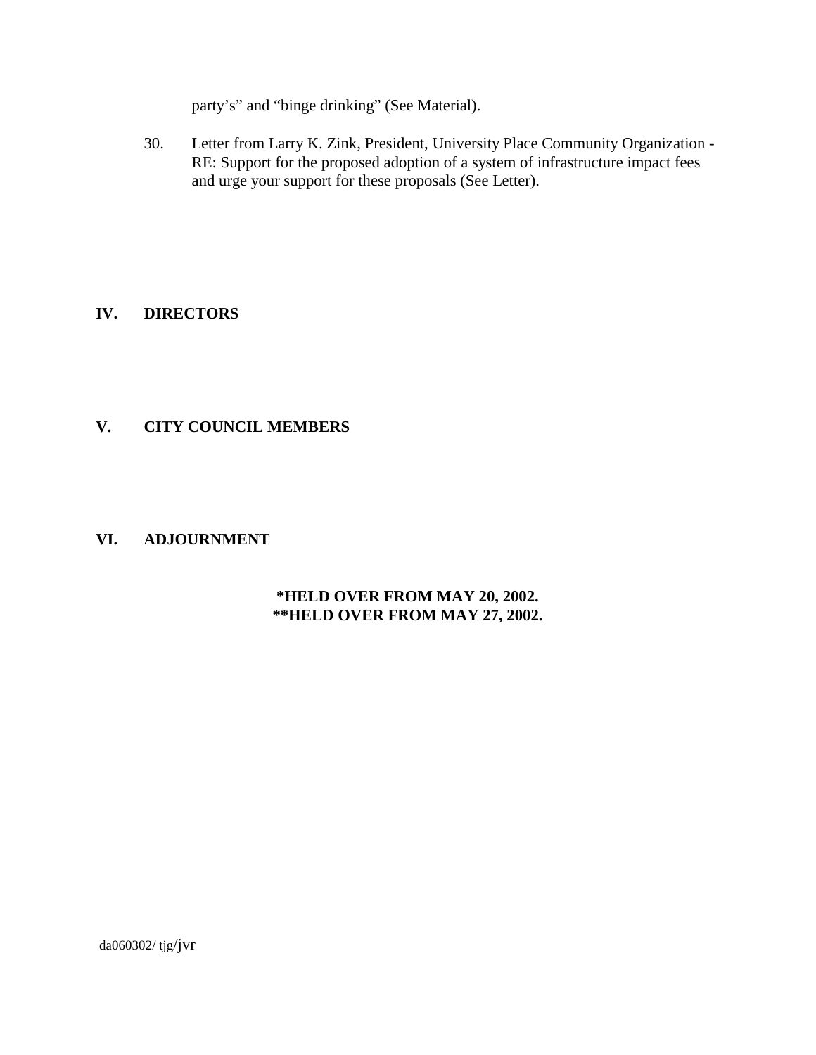party's" and "binge drinking" (See Material).

30. Letter from Larry K. Zink, President, University Place Community Organization - RE: Support for the proposed adoption of a system of infrastructure impact fees and urge your support for these proposals (See Letter).

## IV. DIRECTORS

## V. CITY COUNCIL MEMBERS

## VI. ADJOURNMENT

**\*HELD OVER FROM MAY 20, 2002.**
**\*\*HELD OVER FROM MAY 27, 2002.**

da060302/ tjg/jvr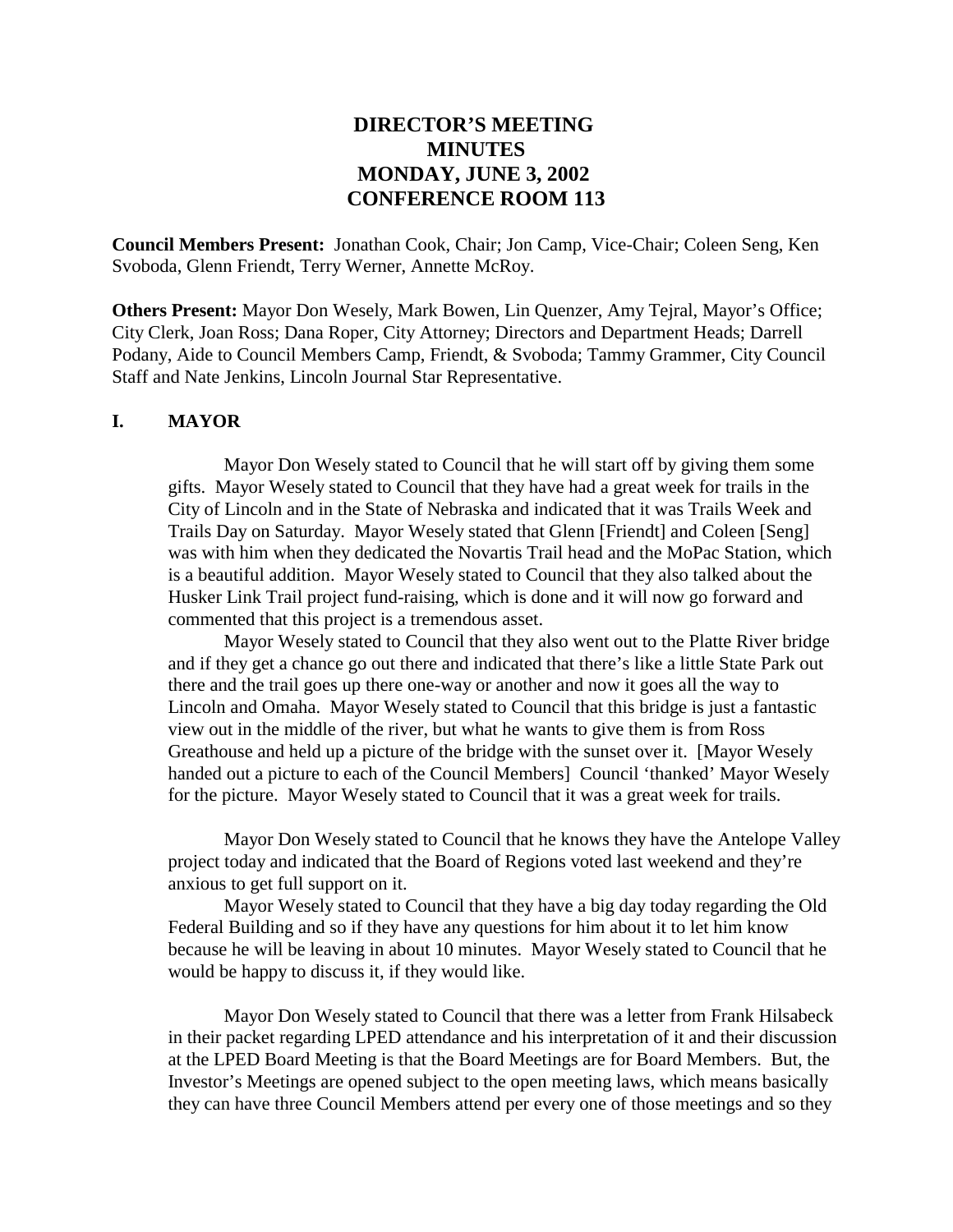# DIRECTOR'S MEETING
# MINUTES
# MONDAY, JUNE 3, 2002
# CONFERENCE ROOM 113

**Council Members Present:** Jonathan Cook, Chair; Jon Camp, Vice-Chair; Coleen Seng, Ken Svoboda, Glenn Friendt, Terry Werner, Annette McRoy.

**Others Present:** Mayor Don Wesely, Mark Bowen, Lin Quenzer, Amy Tejral, Mayor's Office; City Clerk, Joan Ross; Dana Roper, City Attorney; Directors and Department Heads; Darrell Podany, Aide to Council Members Camp, Friendt, & Svoboda; Tammy Grammer, City Council Staff and Nate Jenkins, Lincoln Journal Star Representative.

## I. MAYOR

Mayor Don Wesely stated to Council that he will start off by giving them some gifts. Mayor Wesely stated to Council that they have had a great week for trails in the City of Lincoln and in the State of Nebraska and indicated that it was Trails Week and Trails Day on Saturday. Mayor Wesely stated that Glenn [Friendt] and Coleen [Seng] was with him when they dedicated the Novartis Trail head and the MoPac Station, which is a beautiful addition. Mayor Wesely stated to Council that they also talked about the Husker Link Trail project fund-raising, which is done and it will now go forward and commented that this project is a tremendous asset.

Mayor Wesely stated to Council that they also went out to the Platte River bridge and if they get a chance go out there and indicated that there's like a little State Park out there and the trail goes up there one-way or another and now it goes all the way to Lincoln and Omaha. Mayor Wesely stated to Council that this bridge is just a fantastic view out in the middle of the river, but what he wants to give them is from Ross Greathouse and held up a picture of the bridge with the sunset over it. [Mayor Wesely handed out a picture to each of the Council Members] Council 'thanked' Mayor Wesely for the picture. Mayor Wesely stated to Council that it was a great week for trails.

Mayor Don Wesely stated to Council that he knows they have the Antelope Valley project today and indicated that the Board of Regions voted last weekend and they're anxious to get full support on it.

Mayor Wesely stated to Council that they have a big day today regarding the Old Federal Building and so if they have any questions for him about it to let him know because he will be leaving in about 10 minutes. Mayor Wesely stated to Council that he would be happy to discuss it, if they would like.

Mayor Don Wesely stated to Council that there was a letter from Frank Hilsabeck in their packet regarding LPED attendance and his interpretation of it and their discussion at the LPED Board Meeting is that the Board Meetings are for Board Members. But, the Investor's Meetings are opened subject to the open meeting laws, which means basically they can have three Council Members attend per every one of those meetings and so they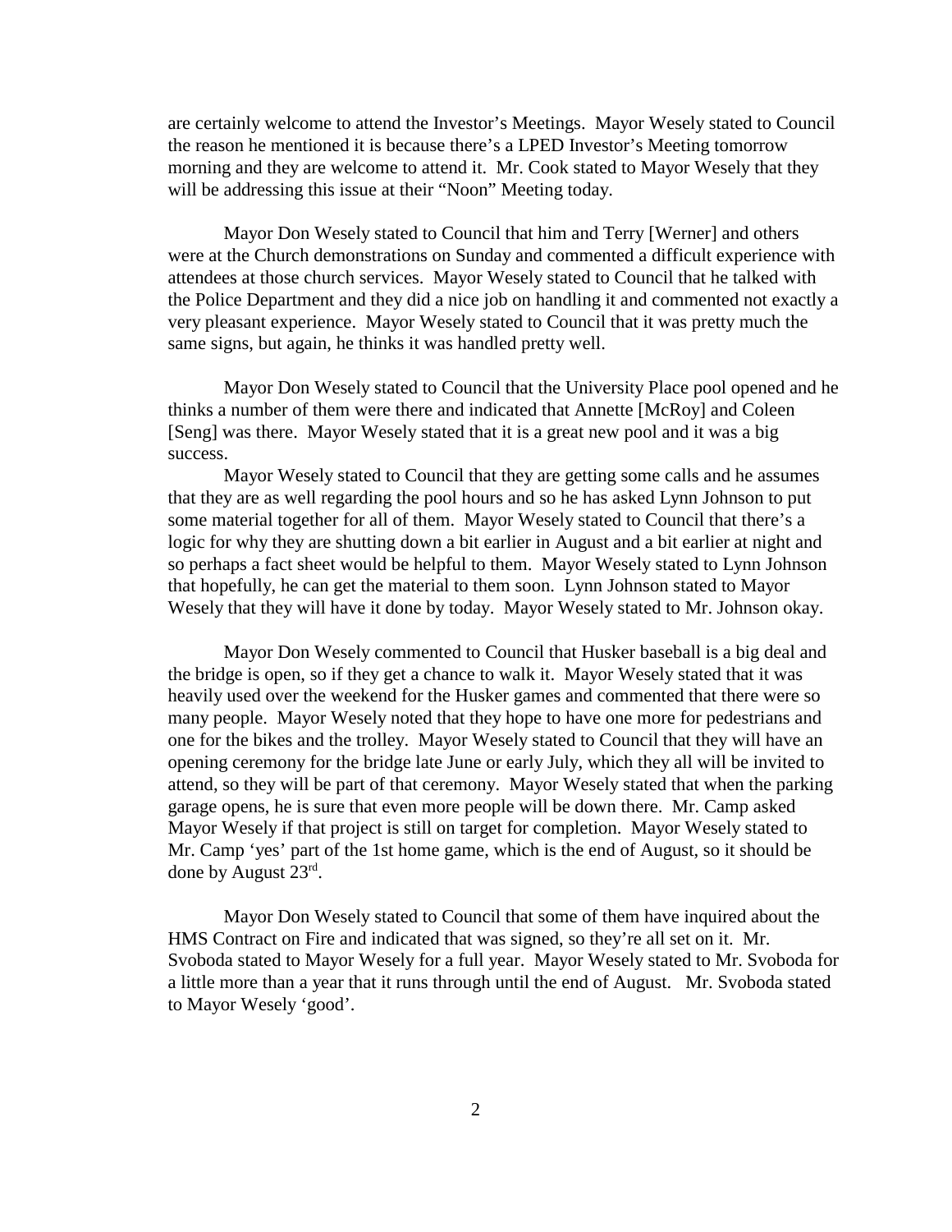are certainly welcome to attend the Investor's Meetings. Mayor Wesely stated to Council the reason he mentioned it is because there's a LPED Investor's Meeting tomorrow morning and they are welcome to attend it. Mr. Cook stated to Mayor Wesely that they will be addressing this issue at their "Noon" Meeting today.

Mayor Don Wesely stated to Council that him and Terry [Werner] and others were at the Church demonstrations on Sunday and commented a difficult experience with attendees at those church services. Mayor Wesely stated to Council that he talked with the Police Department and they did a nice job on handling it and commented not exactly a very pleasant experience. Mayor Wesely stated to Council that it was pretty much the same signs, but again, he thinks it was handled pretty well.

Mayor Don Wesely stated to Council that the University Place pool opened and he thinks a number of them were there and indicated that Annette [McRoy] and Coleen [Seng] was there. Mayor Wesely stated that it is a great new pool and it was a big success.

Mayor Wesely stated to Council that they are getting some calls and he assumes that they are as well regarding the pool hours and so he has asked Lynn Johnson to put some material together for all of them. Mayor Wesely stated to Council that there's a logic for why they are shutting down a bit earlier in August and a bit earlier at night and so perhaps a fact sheet would be helpful to them. Mayor Wesely stated to Lynn Johnson that hopefully, he can get the material to them soon. Lynn Johnson stated to Mayor Wesely that they will have it done by today. Mayor Wesely stated to Mr. Johnson okay.

Mayor Don Wesely commented to Council that Husker baseball is a big deal and the bridge is open, so if they get a chance to walk it. Mayor Wesely stated that it was heavily used over the weekend for the Husker games and commented that there were so many people. Mayor Wesely noted that they hope to have one more for pedestrians and one for the bikes and the trolley. Mayor Wesely stated to Council that they will have an opening ceremony for the bridge late June or early July, which they all will be invited to attend, so they will be part of that ceremony. Mayor Wesely stated that when the parking garage opens, he is sure that even more people will be down there. Mr. Camp asked Mayor Wesely if that project is still on target for completion. Mayor Wesely stated to Mr. Camp 'yes' part of the 1st home game, which is the end of August, so it should be done by August 23rd.

Mayor Don Wesely stated to Council that some of them have inquired about the HMS Contract on Fire and indicated that was signed, so they're all set on it. Mr. Svoboda stated to Mayor Wesely for a full year. Mayor Wesely stated to Mr. Svoboda for a little more than a year that it runs through until the end of August. Mr. Svoboda stated to Mayor Wesely 'good'.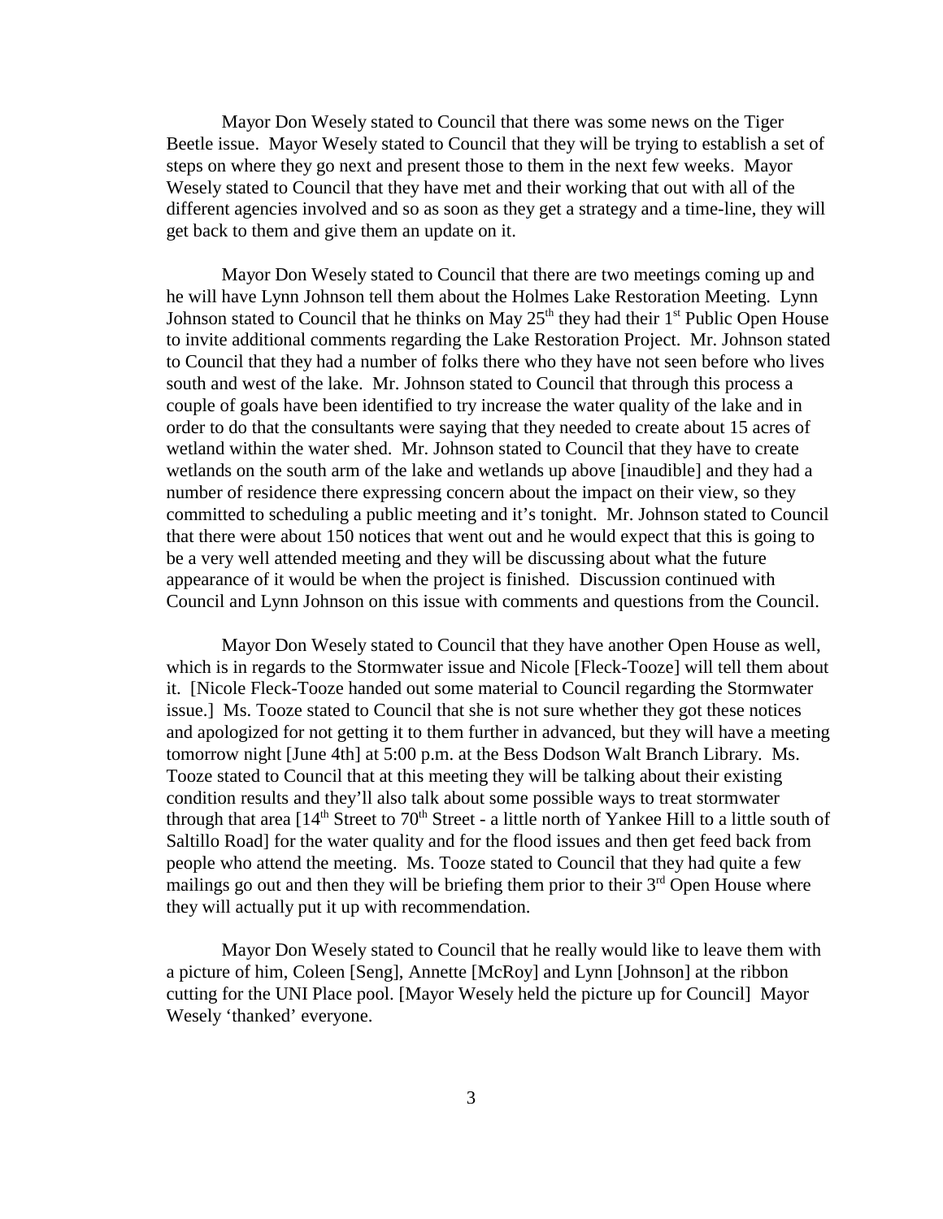Mayor Don Wesely stated to Council that there was some news on the Tiger Beetle issue. Mayor Wesely stated to Council that they will be trying to establish a set of steps on where they go next and present those to them in the next few weeks. Mayor Wesely stated to Council that they have met and their working that out with all of the different agencies involved and so as soon as they get a strategy and a time-line, they will get back to them and give them an update on it.

Mayor Don Wesely stated to Council that there are two meetings coming up and he will have Lynn Johnson tell them about the Holmes Lake Restoration Meeting. Lynn Johnson stated to Council that he thinks on May 25th they had their 1st Public Open House to invite additional comments regarding the Lake Restoration Project. Mr. Johnson stated to Council that they had a number of folks there who they have not seen before who lives south and west of the lake. Mr. Johnson stated to Council that through this process a couple of goals have been identified to try increase the water quality of the lake and in order to do that the consultants were saying that they needed to create about 15 acres of wetland within the water shed. Mr. Johnson stated to Council that they have to create wetlands on the south arm of the lake and wetlands up above [inaudible] and they had a number of residence there expressing concern about the impact on their view, so they committed to scheduling a public meeting and it's tonight. Mr. Johnson stated to Council that there were about 150 notices that went out and he would expect that this is going to be a very well attended meeting and they will be discussing about what the future appearance of it would be when the project is finished. Discussion continued with Council and Lynn Johnson on this issue with comments and questions from the Council.

Mayor Don Wesely stated to Council that they have another Open House as well, which is in regards to the Stormwater issue and Nicole [Fleck-Tooze] will tell them about it. [Nicole Fleck-Tooze handed out some material to Council regarding the Stormwater issue.] Ms. Tooze stated to Council that she is not sure whether they got these notices and apologized for not getting it to them further in advanced, but they will have a meeting tomorrow night [June 4th] at 5:00 p.m. at the Bess Dodson Walt Branch Library. Ms. Tooze stated to Council that at this meeting they will be talking about their existing condition results and they'll also talk about some possible ways to treat stormwater through that area [14th Street to 70th Street - a little north of Yankee Hill to a little south of Saltillo Road] for the water quality and for the flood issues and then get feed back from people who attend the meeting. Ms. Tooze stated to Council that they had quite a few mailings go out and then they will be briefing them prior to their 3rd Open House where they will actually put it up with recommendation.

Mayor Don Wesely stated to Council that he really would like to leave them with a picture of him, Coleen [Seng], Annette [McRoy] and Lynn [Johnson] at the ribbon cutting for the UNI Place pool. [Mayor Wesely held the picture up for Council] Mayor Wesely 'thanked' everyone.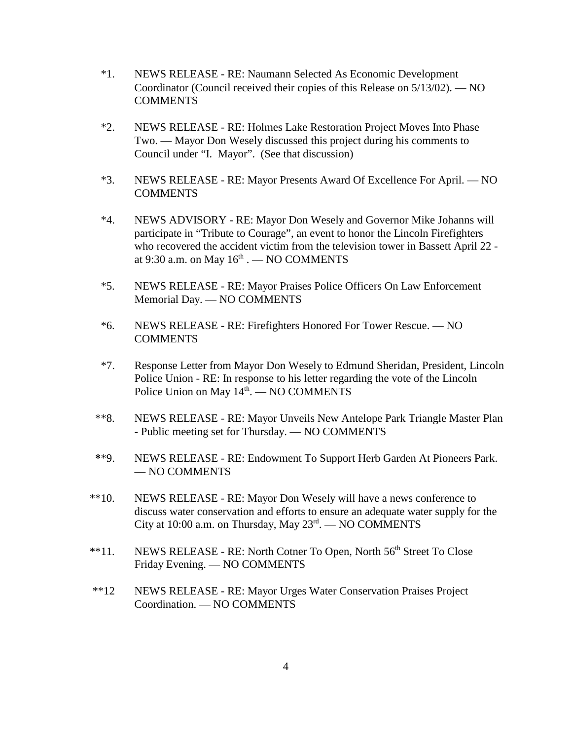*1. NEWS RELEASE - RE: Naumann Selected As Economic Development Coordinator (Council received their copies of this Release on 5/13/02). — NO COMMENTS

*2. NEWS RELEASE - RE: Holmes Lake Restoration Project Moves Into Phase Two. — Mayor Don Wesely discussed this project during his comments to Council under "I. Mayor". (See that discussion)

*3. NEWS RELEASE - RE: Mayor Presents Award Of Excellence For April. — NO COMMENTS

*4. NEWS ADVISORY - RE: Mayor Don Wesely and Governor Mike Johanns will participate in "Tribute to Courage", an event to honor the Lincoln Firefighters who recovered the accident victim from the television tower in Bassett April 22 - at 9:30 a.m. on May 16th . — NO COMMENTS

*5. NEWS RELEASE - RE: Mayor Praises Police Officers On Law Enforcement Memorial Day. — NO COMMENTS

*6. NEWS RELEASE - RE: Firefighters Honored For Tower Rescue. — NO COMMENTS

*7. Response Letter from Mayor Don Wesely to Edmund Sheridan, President, Lincoln Police Union - RE: In response to his letter regarding the vote of the Lincoln Police Union on May 14th. — NO COMMENTS

**8. NEWS RELEASE - RE: Mayor Unveils New Antelope Park Triangle Master Plan - Public meeting set for Thursday. — NO COMMENTS

**9. NEWS RELEASE - RE: Endowment To Support Herb Garden At Pioneers Park. — NO COMMENTS

**10. NEWS RELEASE - RE: Mayor Don Wesely will have a news conference to discuss water conservation and efforts to ensure an adequate water supply for the City at 10:00 a.m. on Thursday, May 23rd. — NO COMMENTS

**11. NEWS RELEASE - RE: North Cotner To Open, North 56th Street To Close Friday Evening. — NO COMMENTS

**12 NEWS RELEASE - RE: Mayor Urges Water Conservation Praises Project Coordination. — NO COMMENTS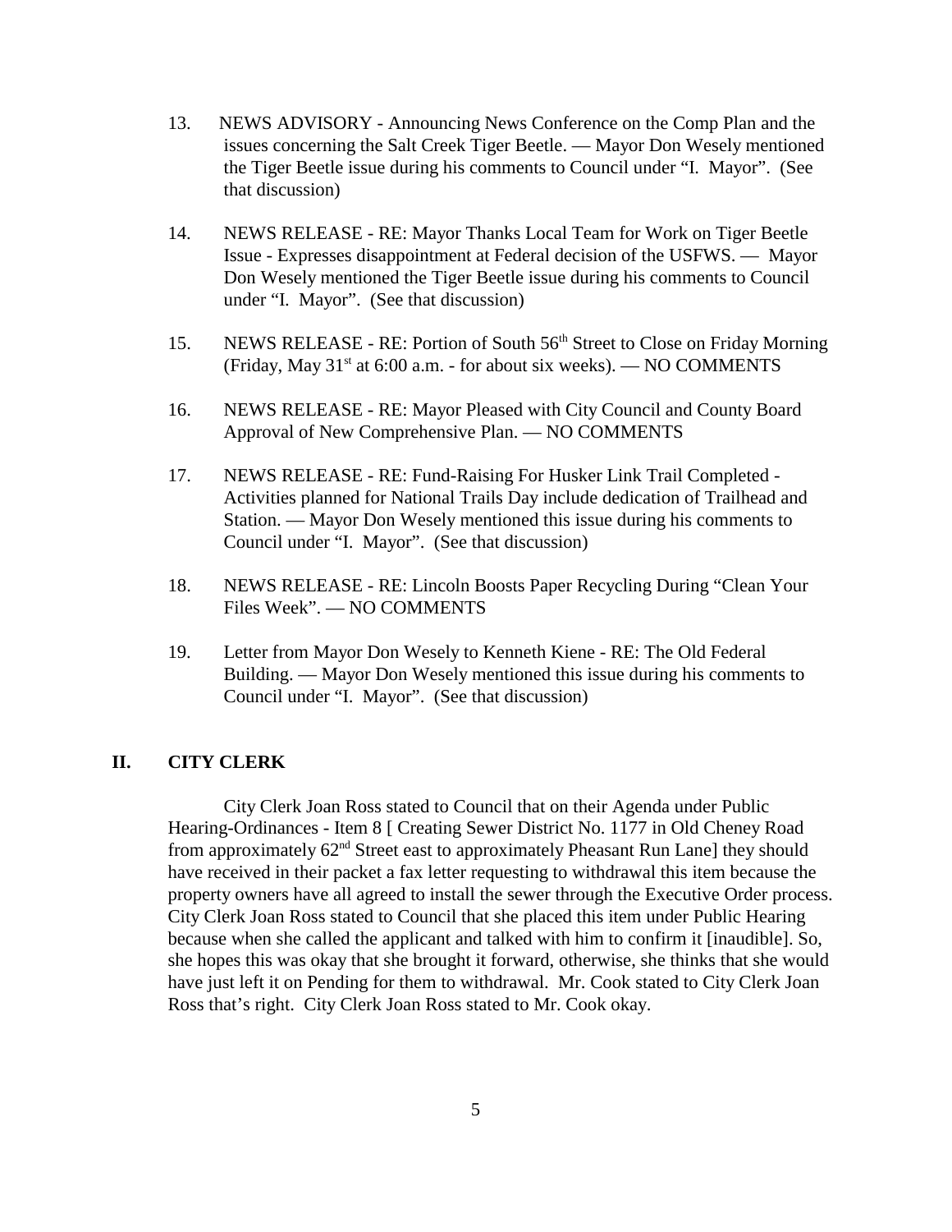13. NEWS ADVISORY - Announcing News Conference on the Comp Plan and the issues concerning the Salt Creek Tiger Beetle. — Mayor Don Wesely mentioned the Tiger Beetle issue during his comments to Council under "I. Mayor". (See that discussion)

14. NEWS RELEASE - RE: Mayor Thanks Local Team for Work on Tiger Beetle Issue - Expresses disappointment at Federal decision of the USFWS. — Mayor Don Wesely mentioned the Tiger Beetle issue during his comments to Council under "I. Mayor". (See that discussion)

15. NEWS RELEASE - RE: Portion of South 56th Street to Close on Friday Morning (Friday, May 31st at 6:00 a.m. - for about six weeks). — NO COMMENTS

16. NEWS RELEASE - RE: Mayor Pleased with City Council and County Board Approval of New Comprehensive Plan. — NO COMMENTS

17. NEWS RELEASE - RE: Fund-Raising For Husker Link Trail Completed - Activities planned for National Trails Day include dedication of Trailhead and Station. — Mayor Don Wesely mentioned this issue during his comments to Council under "I. Mayor". (See that discussion)

18. NEWS RELEASE - RE: Lincoln Boosts Paper Recycling During "Clean Your Files Week". — NO COMMENTS

19. Letter from Mayor Don Wesely to Kenneth Kiene - RE: The Old Federal Building. — Mayor Don Wesely mentioned this issue during his comments to Council under "I. Mayor". (See that discussion)

## II. CITY CLERK

City Clerk Joan Ross stated to Council that on their Agenda under Public Hearing-Ordinances - Item 8 [ Creating Sewer District No. 1177 in Old Cheney Road from approximately 62nd Street east to approximately Pheasant Run Lane] they should have received in their packet a fax letter requesting to withdrawal this item because the property owners have all agreed to install the sewer through the Executive Order process. City Clerk Joan Ross stated to Council that she placed this item under Public Hearing because when she called the applicant and talked with him to confirm it [inaudible]. So, she hopes this was okay that she brought it forward, otherwise, she thinks that she would have just left it on Pending for them to withdrawal. Mr. Cook stated to City Clerk Joan Ross that's right. City Clerk Joan Ross stated to Mr. Cook okay.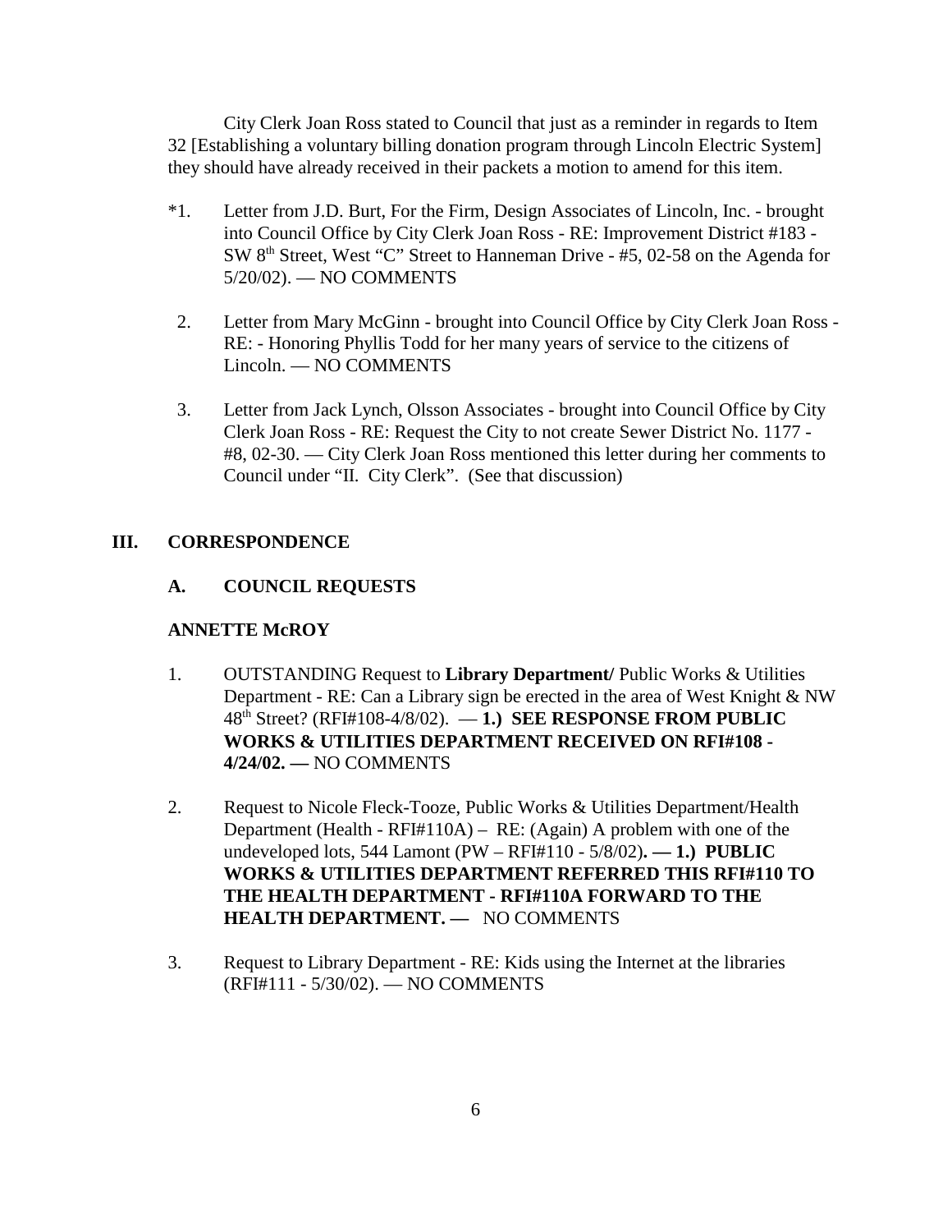City Clerk Joan Ross stated to Council that just as a reminder in regards to Item 32 [Establishing a voluntary billing donation program through Lincoln Electric System] they should have already received in their packets a motion to amend for this item.

*1. Letter from J.D. Burt, For the Firm, Design Associates of Lincoln, Inc. - brought into Council Office by City Clerk Joan Ross - RE: Improvement District #183 - SW 8th Street, West "C" Street to Hanneman Drive - #5, 02-58 on the Agenda for 5/20/02). — NO COMMENTS

2. Letter from Mary McGinn - brought into Council Office by City Clerk Joan Ross - RE: - Honoring Phyllis Todd for her many years of service to the citizens of Lincoln. — NO COMMENTS

3. Letter from Jack Lynch, Olsson Associates - brought into Council Office by City Clerk Joan Ross - RE: Request the City to not create Sewer District No. 1177 - #8, 02-30. — City Clerk Joan Ross mentioned this letter during her comments to Council under "II. City Clerk". (See that discussion)

## III. CORRESPONDENCE

### A. COUNCIL REQUESTS

**ANNETTE McROY**

1. OUTSTANDING Request to **Library Department/** Public Works & Utilities Department - RE: Can a Library sign be erected in the area of West Knight & NW 48th Street? (RFI#108-4/8/02). — **1.) SEE RESPONSE FROM PUBLIC WORKS & UTILITIES DEPARTMENT RECEIVED ON RFI#108 - 4/24/02. —** NO COMMENTS

2. Request to Nicole Fleck-Tooze, Public Works & Utilities Department/Health Department (Health - RFI#110A) – RE: (Again) A problem with one of the undeveloped lots, 544 Lamont (PW – RFI#110 - 5/8/02)**. — 1.) PUBLIC WORKS & UTILITIES DEPARTMENT REFERRED THIS RFI#110 TO THE HEALTH DEPARTMENT - RFI#110A FORWARD TO THE HEALTH DEPARTMENT. —** NO COMMENTS

3. Request to Library Department - RE: Kids using the Internet at the libraries (RFI#111 - 5/30/02). — NO COMMENTS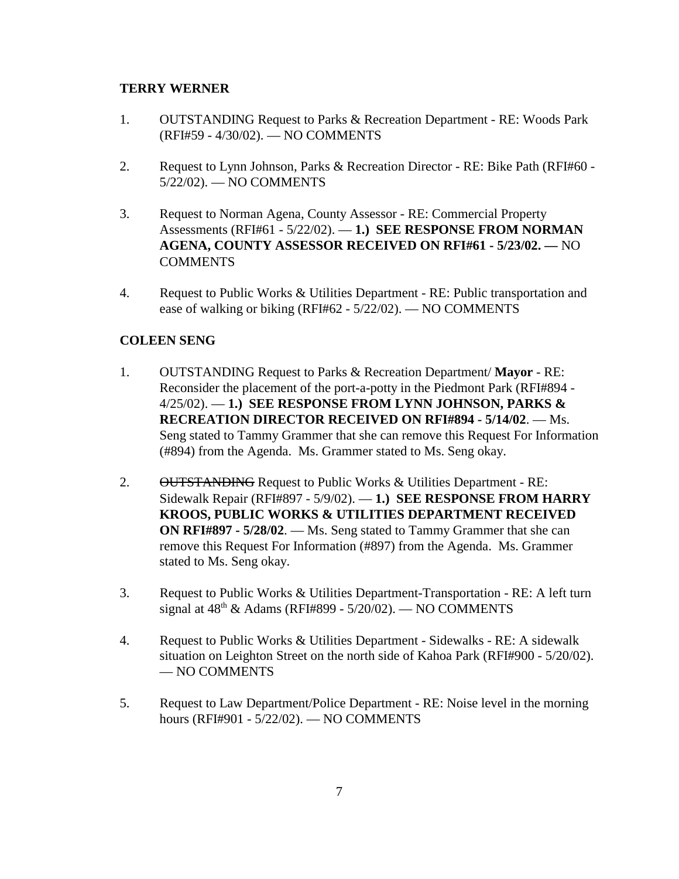**TERRY WERNER**

1. OUTSTANDING Request to Parks & Recreation Department - RE: Woods Park (RFI#59 - 4/30/02). — NO COMMENTS

2. Request to Lynn Johnson, Parks & Recreation Director - RE: Bike Path (RFI#60 - 5/22/02). — NO COMMENTS

3. Request to Norman Agena, County Assessor - RE: Commercial Property Assessments (RFI#61 - 5/22/02). — **1.) SEE RESPONSE FROM NORMAN AGENA, COUNTY ASSESSOR RECEIVED ON RFI#61 - 5/23/02. —** NO COMMENTS

4. Request to Public Works & Utilities Department - RE: Public transportation and ease of walking or biking (RFI#62 - 5/22/02). — NO COMMENTS

**COLEEN SENG**

1. OUTSTANDING Request to Parks & Recreation Department/ **Mayor** - RE: Reconsider the placement of the port-a-potty in the Piedmont Park (RFI#894 - 4/25/02). — **1.) SEE RESPONSE FROM LYNN JOHNSON, PARKS & RECREATION DIRECTOR RECEIVED ON RFI#894 - 5/14/02**. — Ms. Seng stated to Tammy Grammer that she can remove this Request For Information (#894) from the Agenda. Ms. Grammer stated to Ms. Seng okay.

2. ~~OUTSTANDING~~ Request to Public Works & Utilities Department - RE: Sidewalk Repair (RFI#897 - 5/9/02). — **1.) SEE RESPONSE FROM HARRY KROOS, PUBLIC WORKS & UTILITIES DEPARTMENT RECEIVED ON RFI#897 - 5/28/02**. — Ms. Seng stated to Tammy Grammer that she can remove this Request For Information (#897) from the Agenda. Ms. Grammer stated to Ms. Seng okay.

3. Request to Public Works & Utilities Department-Transportation - RE: A left turn signal at 48th & Adams (RFI#899 - 5/20/02). — NO COMMENTS

4. Request to Public Works & Utilities Department - Sidewalks - RE: A sidewalk situation on Leighton Street on the north side of Kahoa Park (RFI#900 - 5/20/02). — NO COMMENTS

5. Request to Law Department/Police Department - RE: Noise level in the morning hours (RFI#901 - 5/22/02). — NO COMMENTS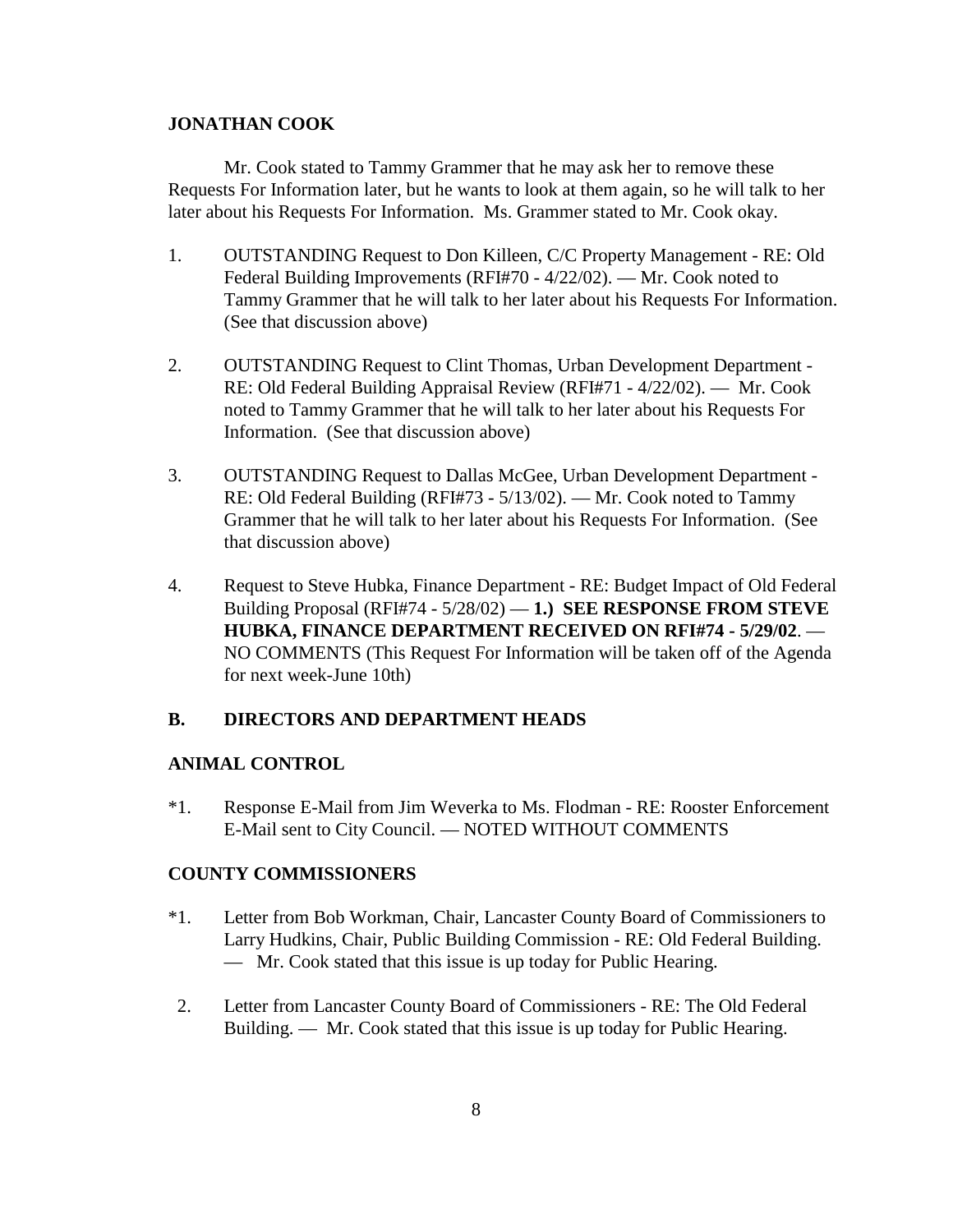**JONATHAN COOK**

Mr. Cook stated to Tammy Grammer that he may ask her to remove these Requests For Information later, but he wants to look at them again, so he will talk to her later about his Requests For Information. Ms. Grammer stated to Mr. Cook okay.

1. OUTSTANDING Request to Don Killeen, C/C Property Management - RE: Old Federal Building Improvements (RFI#70 - 4/22/02). — Mr. Cook noted to Tammy Grammer that he will talk to her later about his Requests For Information. (See that discussion above)

2. OUTSTANDING Request to Clint Thomas, Urban Development Department - RE: Old Federal Building Appraisal Review (RFI#71 - 4/22/02). — Mr. Cook noted to Tammy Grammer that he will talk to her later about his Requests For Information. (See that discussion above)

3. OUTSTANDING Request to Dallas McGee, Urban Development Department - RE: Old Federal Building (RFI#73 - 5/13/02). — Mr. Cook noted to Tammy Grammer that he will talk to her later about his Requests For Information. (See that discussion above)

4. Request to Steve Hubka, Finance Department - RE: Budget Impact of Old Federal Building Proposal (RFI#74 - 5/28/02) — **1.) SEE RESPONSE FROM STEVE HUBKA, FINANCE DEPARTMENT RECEIVED ON RFI#74 - 5/29/02**. — NO COMMENTS (This Request For Information will be taken off of the Agenda for next week-June 10th)

**B. DIRECTORS AND DEPARTMENT HEADS**

**ANIMAL CONTROL**

*1. Response E-Mail from Jim Weverka to Ms. Flodman - RE: Rooster Enforcement E-Mail sent to City Council. — NOTED WITHOUT COMMENTS

**COUNTY COMMISSIONERS**

*1. Letter from Bob Workman, Chair, Lancaster County Board of Commissioners to Larry Hudkins, Chair, Public Building Commission - RE: Old Federal Building. — Mr. Cook stated that this issue is up today for Public Hearing.

2. Letter from Lancaster County Board of Commissioners - RE: The Old Federal Building. — Mr. Cook stated that this issue is up today for Public Hearing.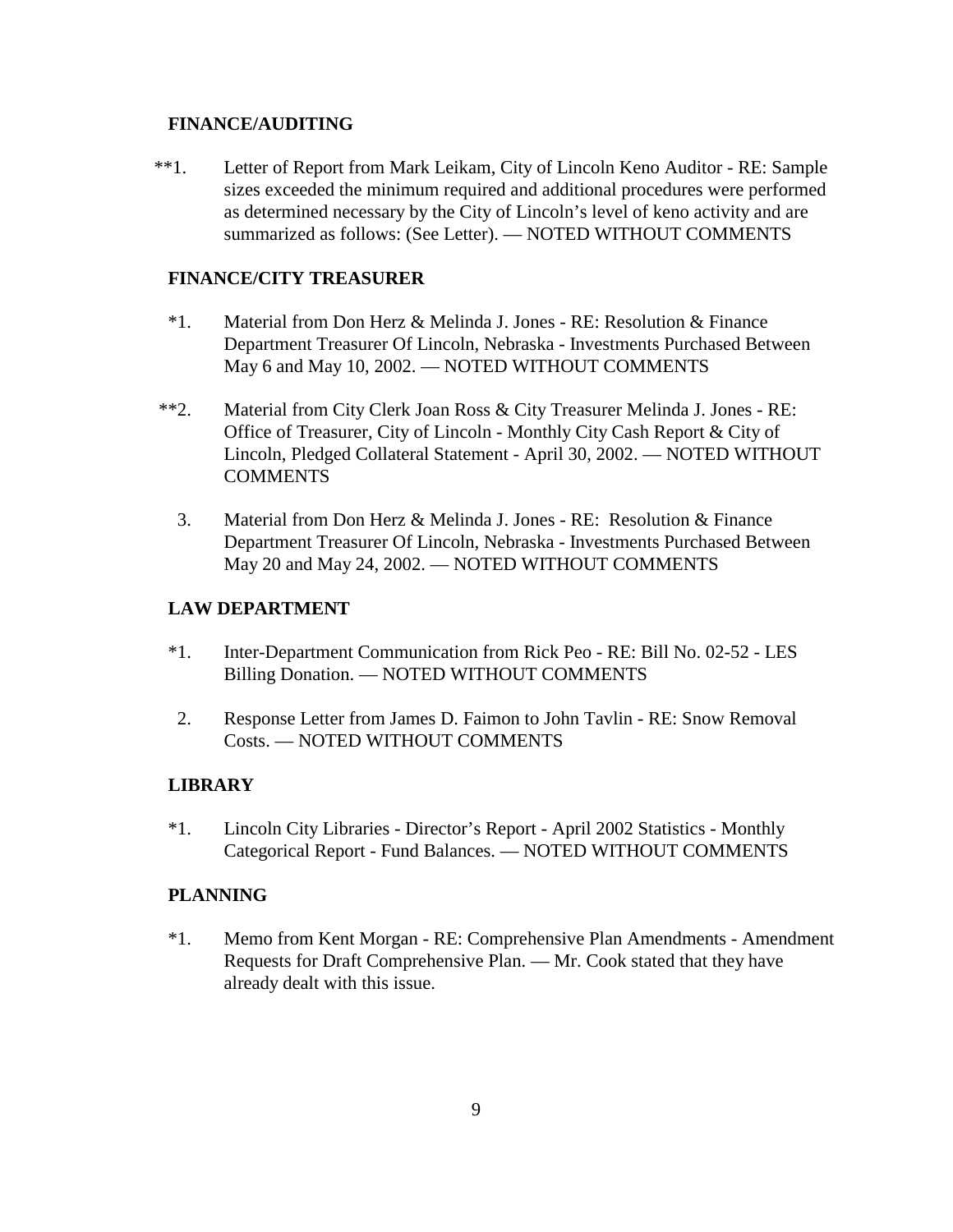**FINANCE/AUDITING**

**1. Letter of Report from Mark Leikam, City of Lincoln Keno Auditor - RE: Sample sizes exceeded the minimum required and additional procedures were performed as determined necessary by the City of Lincoln's level of keno activity and are summarized as follows: (See Letter). — NOTED WITHOUT COMMENTS

**FINANCE/CITY TREASURER**

*1. Material from Don Herz & Melinda J. Jones - RE: Resolution & Finance Department Treasurer Of Lincoln, Nebraska - Investments Purchased Between May 6 and May 10, 2002. — NOTED WITHOUT COMMENTS

**2. Material from City Clerk Joan Ross & City Treasurer Melinda J. Jones - RE: Office of Treasurer, City of Lincoln - Monthly City Cash Report & City of Lincoln, Pledged Collateral Statement - April 30, 2002. — NOTED WITHOUT COMMENTS

3. Material from Don Herz & Melinda J. Jones - RE: Resolution & Finance Department Treasurer Of Lincoln, Nebraska - Investments Purchased Between May 20 and May 24, 2002. — NOTED WITHOUT COMMENTS

**LAW DEPARTMENT**

*1. Inter-Department Communication from Rick Peo - RE: Bill No. 02-52 - LES Billing Donation. — NOTED WITHOUT COMMENTS

2. Response Letter from James D. Faimon to John Tavlin - RE: Snow Removal Costs. — NOTED WITHOUT COMMENTS

**LIBRARY**

*1. Lincoln City Libraries - Director's Report - April 2002 Statistics - Monthly Categorical Report - Fund Balances. — NOTED WITHOUT COMMENTS

**PLANNING**

*1. Memo from Kent Morgan - RE: Comprehensive Plan Amendments - Amendment Requests for Draft Comprehensive Plan. — Mr. Cook stated that they have already dealt with this issue.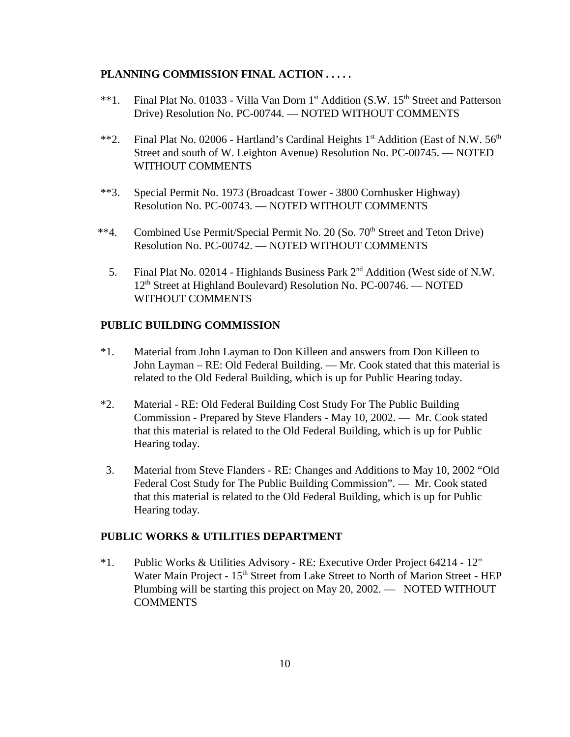**PLANNING COMMISSION FINAL ACTION . . . . .**

**1. Final Plat No. 01033 - Villa Van Dorn 1st Addition (S.W. 15th Street and Patterson Drive) Resolution No. PC-00744. — NOTED WITHOUT COMMENTS

**2. Final Plat No. 02006 - Hartland's Cardinal Heights 1st Addition (East of N.W. 56th Street and south of W. Leighton Avenue) Resolution No. PC-00745. — NOTED WITHOUT COMMENTS

**3. Special Permit No. 1973 (Broadcast Tower - 3800 Cornhusker Highway) Resolution No. PC-00743. — NOTED WITHOUT COMMENTS

**4. Combined Use Permit/Special Permit No. 20 (So. 70th Street and Teton Drive) Resolution No. PC-00742. — NOTED WITHOUT COMMENTS

5. Final Plat No. 02014 - Highlands Business Park 2nd Addition (West side of N.W. 12th Street at Highland Boulevard) Resolution No. PC-00746. — NOTED WITHOUT COMMENTS

**PUBLIC BUILDING COMMISSION**

*1. Material from John Layman to Don Killeen and answers from Don Killeen to John Layman – RE: Old Federal Building. — Mr. Cook stated that this material is related to the Old Federal Building, which is up for Public Hearing today.

*2. Material - RE: Old Federal Building Cost Study For The Public Building Commission - Prepared by Steve Flanders - May 10, 2002. — Mr. Cook stated that this material is related to the Old Federal Building, which is up for Public Hearing today.

3. Material from Steve Flanders - RE: Changes and Additions to May 10, 2002 "Old Federal Cost Study for The Public Building Commission". — Mr. Cook stated that this material is related to the Old Federal Building, which is up for Public Hearing today.

**PUBLIC WORKS & UTILITIES DEPARTMENT**

*1. Public Works & Utilities Advisory - RE: Executive Order Project 64214 - 12" Water Main Project - 15th Street from Lake Street to North of Marion Street - HEP Plumbing will be starting this project on May 20, 2002. — NOTED WITHOUT COMMENTS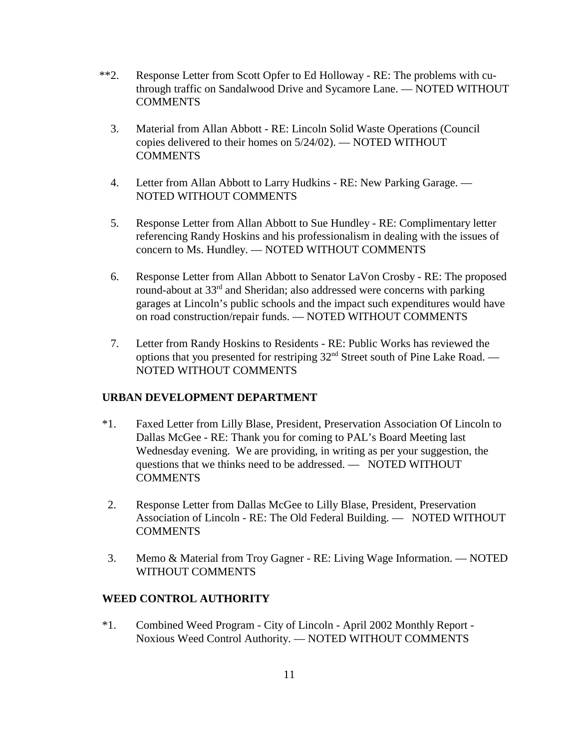**2. Response Letter from Scott Opfer to Ed Holloway - RE: The problems with cu-through traffic on Sandalwood Drive and Sycamore Lane. — NOTED WITHOUT COMMENTS

3. Material from Allan Abbott - RE: Lincoln Solid Waste Operations (Council copies delivered to their homes on 5/24/02). — NOTED WITHOUT COMMENTS

4. Letter from Allan Abbott to Larry Hudkins - RE: New Parking Garage. — NOTED WITHOUT COMMENTS

5. Response Letter from Allan Abbott to Sue Hundley - RE: Complimentary letter referencing Randy Hoskins and his professionalism in dealing with the issues of concern to Ms. Hundley. — NOTED WITHOUT COMMENTS

6. Response Letter from Allan Abbott to Senator LaVon Crosby - RE: The proposed round-about at 33rd and Sheridan; also addressed were concerns with parking garages at Lincoln's public schools and the impact such expenditures would have on road construction/repair funds. — NOTED WITHOUT COMMENTS

7. Letter from Randy Hoskins to Residents - RE: Public Works has reviewed the options that you presented for restriping 32nd Street south of Pine Lake Road. — NOTED WITHOUT COMMENTS

**URBAN DEVELOPMENT DEPARTMENT**

*1. Faxed Letter from Lilly Blase, President, Preservation Association Of Lincoln to Dallas McGee - RE: Thank you for coming to PAL's Board Meeting last Wednesday evening. We are providing, in writing as per your suggestion, the questions that we thinks need to be addressed. — NOTED WITHOUT COMMENTS

2. Response Letter from Dallas McGee to Lilly Blase, President, Preservation Association of Lincoln - RE: The Old Federal Building. — NOTED WITHOUT COMMENTS

3. Memo & Material from Troy Gagner - RE: Living Wage Information. — NOTED WITHOUT COMMENTS

**WEED CONTROL AUTHORITY**

*1. Combined Weed Program - City of Lincoln - April 2002 Monthly Report - Noxious Weed Control Authority. — NOTED WITHOUT COMMENTS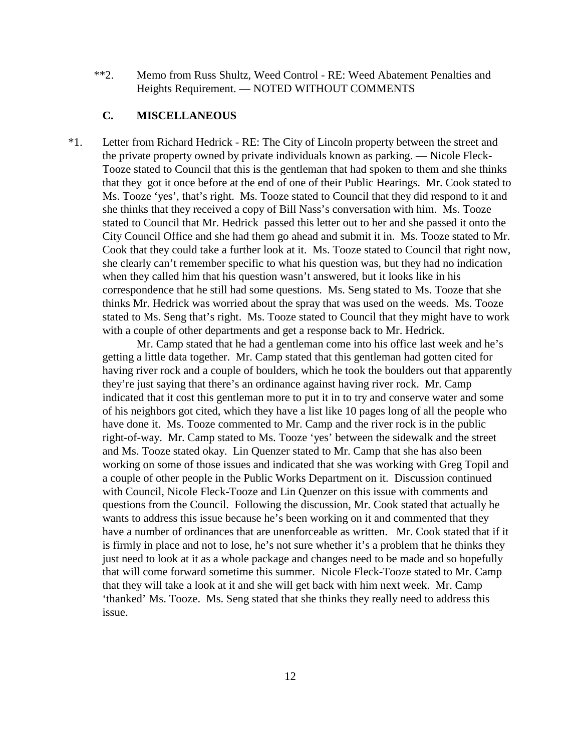**2. Memo from Russ Shultz, Weed Control - RE: Weed Abatement Penalties and Heights Requirement. — NOTED WITHOUT COMMENTS

### C. MISCELLANEOUS

*1. Letter from Richard Hedrick - RE: The City of Lincoln property between the street and the private property owned by private individuals known as parking. — Nicole Fleck-Tooze stated to Council that this is the gentleman that had spoken to them and she thinks that they got it once before at the end of one of their Public Hearings. Mr. Cook stated to Ms. Tooze 'yes', that's right. Ms. Tooze stated to Council that they did respond to it and she thinks that they received a copy of Bill Nass's conversation with him. Ms. Tooze stated to Council that Mr. Hedrick passed this letter out to her and she passed it onto the City Council Office and she had them go ahead and submit it in. Ms. Tooze stated to Mr. Cook that they could take a further look at it. Ms. Tooze stated to Council that right now, she clearly can't remember specific to what his question was, but they had no indication when they called him that his question wasn't answered, but it looks like in his correspondence that he still had some questions. Ms. Seng stated to Ms. Tooze that she thinks Mr. Hedrick was worried about the spray that was used on the weeds. Ms. Tooze stated to Ms. Seng that's right. Ms. Tooze stated to Council that they might have to work with a couple of other departments and get a response back to Mr. Hedrick.

Mr. Camp stated that he had a gentleman come into his office last week and he's getting a little data together. Mr. Camp stated that this gentleman had gotten cited for having river rock and a couple of boulders, which he took the boulders out that apparently they're just saying that there's an ordinance against having river rock. Mr. Camp indicated that it cost this gentleman more to put it in to try and conserve water and some of his neighbors got cited, which they have a list like 10 pages long of all the people who have done it. Ms. Tooze commented to Mr. Camp and the river rock is in the public right-of-way. Mr. Camp stated to Ms. Tooze 'yes' between the sidewalk and the street and Ms. Tooze stated okay. Lin Quenzer stated to Mr. Camp that she has also been working on some of those issues and indicated that she was working with Greg Topil and a couple of other people in the Public Works Department on it. Discussion continued with Council, Nicole Fleck-Tooze and Lin Quenzer on this issue with comments and questions from the Council. Following the discussion, Mr. Cook stated that actually he wants to address this issue because he's been working on it and commented that they have a number of ordinances that are unenforceable as written. Mr. Cook stated that if it is firmly in place and not to lose, he's not sure whether it's a problem that he thinks they just need to look at it as a whole package and changes need to be made and so hopefully that will come forward sometime this summer. Nicole Fleck-Tooze stated to Mr. Camp that they will take a look at it and she will get back with him next week. Mr. Camp 'thanked' Ms. Tooze. Ms. Seng stated that she thinks they really need to address this issue.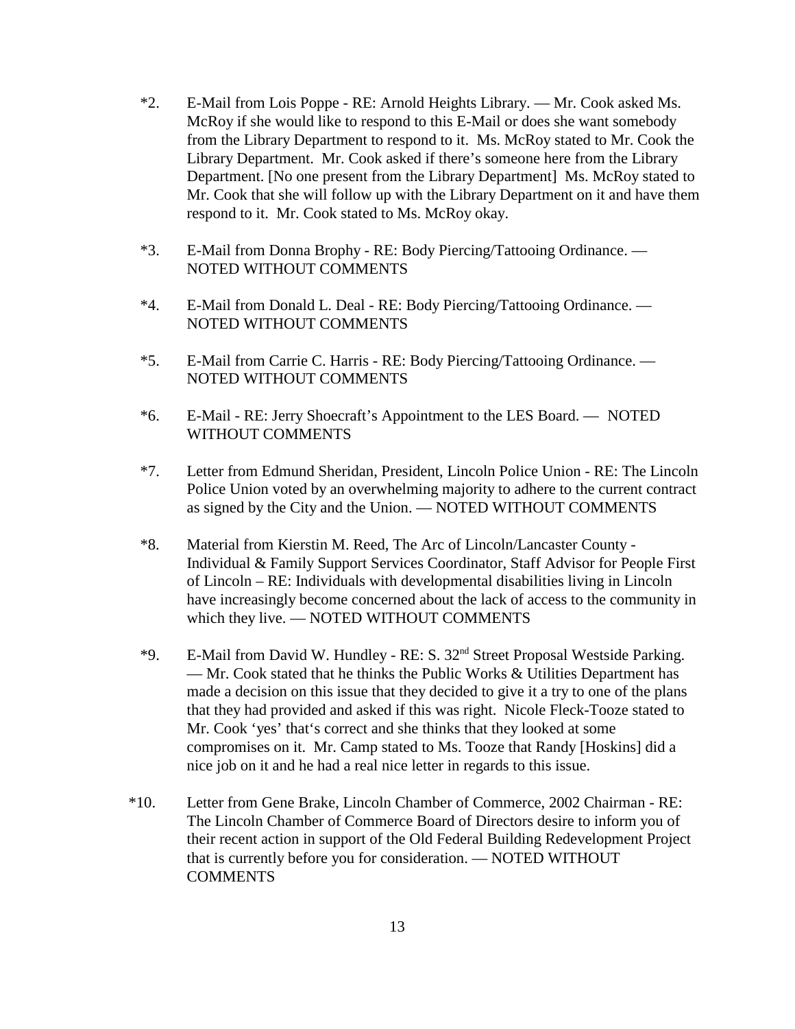*2. E-Mail from Lois Poppe - RE: Arnold Heights Library. — Mr. Cook asked Ms. McRoy if she would like to respond to this E-Mail or does she want somebody from the Library Department to respond to it. Ms. McRoy stated to Mr. Cook the Library Department. Mr. Cook asked if there's someone here from the Library Department. [No one present from the Library Department] Ms. McRoy stated to Mr. Cook that she will follow up with the Library Department on it and have them respond to it. Mr. Cook stated to Ms. McRoy okay.

*3. E-Mail from Donna Brophy - RE: Body Piercing/Tattooing Ordinance. — NOTED WITHOUT COMMENTS

*4. E-Mail from Donald L. Deal - RE: Body Piercing/Tattooing Ordinance. — NOTED WITHOUT COMMENTS

*5. E-Mail from Carrie C. Harris - RE: Body Piercing/Tattooing Ordinance. — NOTED WITHOUT COMMENTS

*6. E-Mail - RE: Jerry Shoecraft's Appointment to the LES Board. — NOTED WITHOUT COMMENTS

*7. Letter from Edmund Sheridan, President, Lincoln Police Union - RE: The Lincoln Police Union voted by an overwhelming majority to adhere to the current contract as signed by the City and the Union. — NOTED WITHOUT COMMENTS

*8. Material from Kierstin M. Reed, The Arc of Lincoln/Lancaster County - Individual & Family Support Services Coordinator, Staff Advisor for People First of Lincoln – RE: Individuals with developmental disabilities living in Lincoln have increasingly become concerned about the lack of access to the community in which they live. — NOTED WITHOUT COMMENTS

*9. E-Mail from David W. Hundley - RE: S. 32nd Street Proposal Westside Parking. — Mr. Cook stated that he thinks the Public Works & Utilities Department has made a decision on this issue that they decided to give it a try to one of the plans that they had provided and asked if this was right. Nicole Fleck-Tooze stated to Mr. Cook 'yes' that's correct and she thinks that they looked at some compromises on it. Mr. Camp stated to Ms. Tooze that Randy [Hoskins] did a nice job on it and he had a real nice letter in regards to this issue.

*10. Letter from Gene Brake, Lincoln Chamber of Commerce, 2002 Chairman - RE: The Lincoln Chamber of Commerce Board of Directors desire to inform you of their recent action in support of the Old Federal Building Redevelopment Project that is currently before you for consideration. — NOTED WITHOUT COMMENTS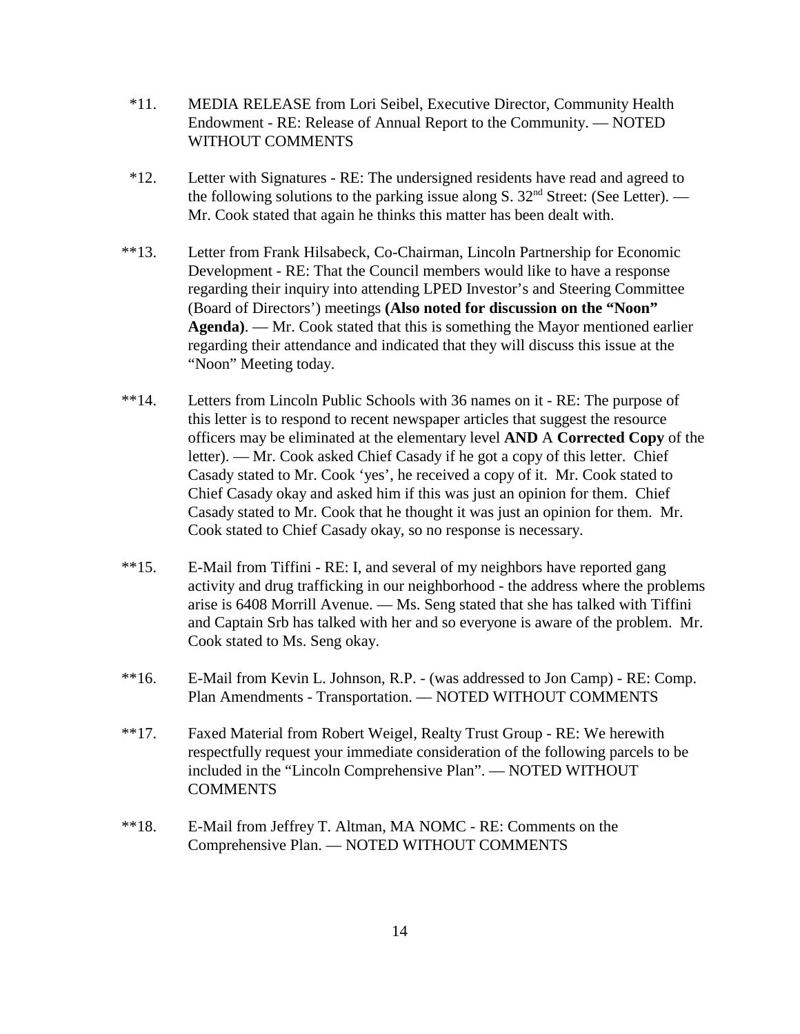*11. MEDIA RELEASE from Lori Seibel, Executive Director, Community Health Endowment - RE: Release of Annual Report to the Community. — NOTED WITHOUT COMMENTS

*12. Letter with Signatures - RE: The undersigned residents have read and agreed to the following solutions to the parking issue along S. 32nd Street: (See Letter). — Mr. Cook stated that again he thinks this matter has been dealt with.

**13. Letter from Frank Hilsabeck, Co-Chairman, Lincoln Partnership for Economic Development - RE: That the Council members would like to have a response regarding their inquiry into attending LPED Investor's and Steering Committee (Board of Directors') meetings **(Also noted for discussion on the "Noon" Agenda)**. — Mr. Cook stated that this is something the Mayor mentioned earlier regarding their attendance and indicated that they will discuss this issue at the "Noon" Meeting today.

**14. Letters from Lincoln Public Schools with 36 names on it - RE: The purpose of this letter is to respond to recent newspaper articles that suggest the resource officers may be eliminated at the elementary level **AND** A **Corrected Copy** of the letter). — Mr. Cook asked Chief Casady if he got a copy of this letter. Chief Casady stated to Mr. Cook 'yes', he received a copy of it. Mr. Cook stated to Chief Casady okay and asked him if this was just an opinion for them. Chief Casady stated to Mr. Cook that he thought it was just an opinion for them. Mr. Cook stated to Chief Casady okay, so no response is necessary.

**15. E-Mail from Tiffini - RE: I, and several of my neighbors have reported gang activity and drug trafficking in our neighborhood - the address where the problems arise is 6408 Morrill Avenue. — Ms. Seng stated that she has talked with Tiffini and Captain Srb has talked with her and so everyone is aware of the problem. Mr. Cook stated to Ms. Seng okay.

**16. E-Mail from Kevin L. Johnson, R.P. - (was addressed to Jon Camp) - RE: Comp. Plan Amendments - Transportation. — NOTED WITHOUT COMMENTS

**17. Faxed Material from Robert Weigel, Realty Trust Group - RE: We herewith respectfully request your immediate consideration of the following parcels to be included in the "Lincoln Comprehensive Plan". — NOTED WITHOUT COMMENTS

**18. E-Mail from Jeffrey T. Altman, MA NOMC - RE: Comments on the Comprehensive Plan. — NOTED WITHOUT COMMENTS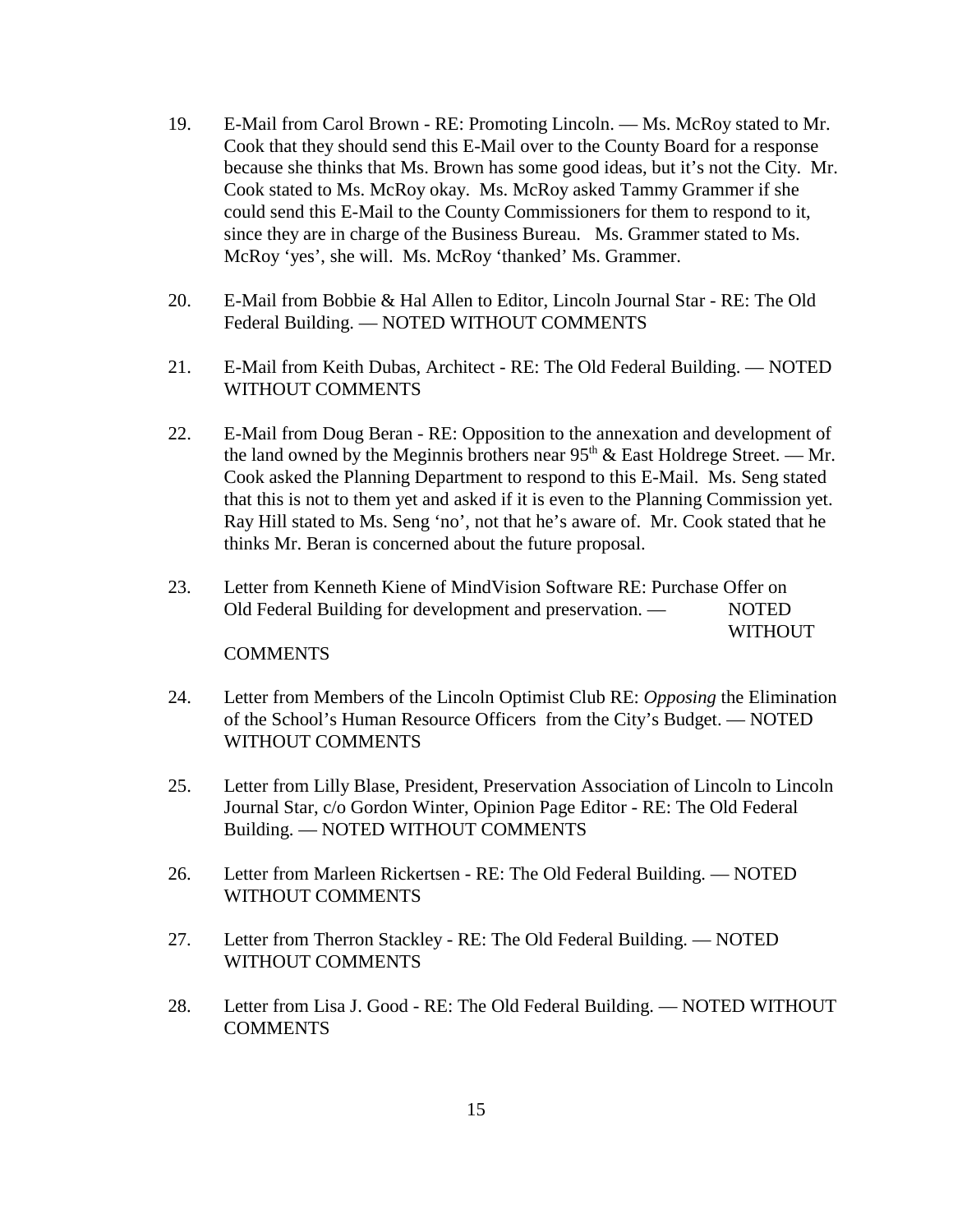19. E-Mail from Carol Brown - RE: Promoting Lincoln. — Ms. McRoy stated to Mr. Cook that they should send this E-Mail over to the County Board for a response because she thinks that Ms. Brown has some good ideas, but it's not the City. Mr. Cook stated to Ms. McRoy okay. Ms. McRoy asked Tammy Grammer if she could send this E-Mail to the County Commissioners for them to respond to it, since they are in charge of the Business Bureau. Ms. Grammer stated to Ms. McRoy 'yes', she will. Ms. McRoy 'thanked' Ms. Grammer.

20. E-Mail from Bobbie & Hal Allen to Editor, Lincoln Journal Star - RE: The Old Federal Building. — NOTED WITHOUT COMMENTS

21. E-Mail from Keith Dubas, Architect - RE: The Old Federal Building. — NOTED WITHOUT COMMENTS

22. E-Mail from Doug Beran - RE: Opposition to the annexation and development of the land owned by the Meginnis brothers near 95th & East Holdrege Street. — Mr. Cook asked the Planning Department to respond to this E-Mail. Ms. Seng stated that this is not to them yet and asked if it is even to the Planning Commission yet. Ray Hill stated to Ms. Seng 'no', not that he's aware of. Mr. Cook stated that he thinks Mr. Beran is concerned about the future proposal.

23. Letter from Kenneth Kiene of MindVision Software RE: Purchase Offer on Old Federal Building for development and preservation. — NOTED WITHOUT COMMENTS

24. Letter from Members of the Lincoln Optimist Club RE: *Opposing* the Elimination of the School's Human Resource Officers from the City's Budget. — NOTED WITHOUT COMMENTS

25. Letter from Lilly Blase, President, Preservation Association of Lincoln to Lincoln Journal Star, c/o Gordon Winter, Opinion Page Editor - RE: The Old Federal Building. — NOTED WITHOUT COMMENTS

26. Letter from Marleen Rickertsen - RE: The Old Federal Building. — NOTED WITHOUT COMMENTS

27. Letter from Therron Stackley - RE: The Old Federal Building. — NOTED WITHOUT COMMENTS

28. Letter from Lisa J. Good - RE: The Old Federal Building. — NOTED WITHOUT COMMENTS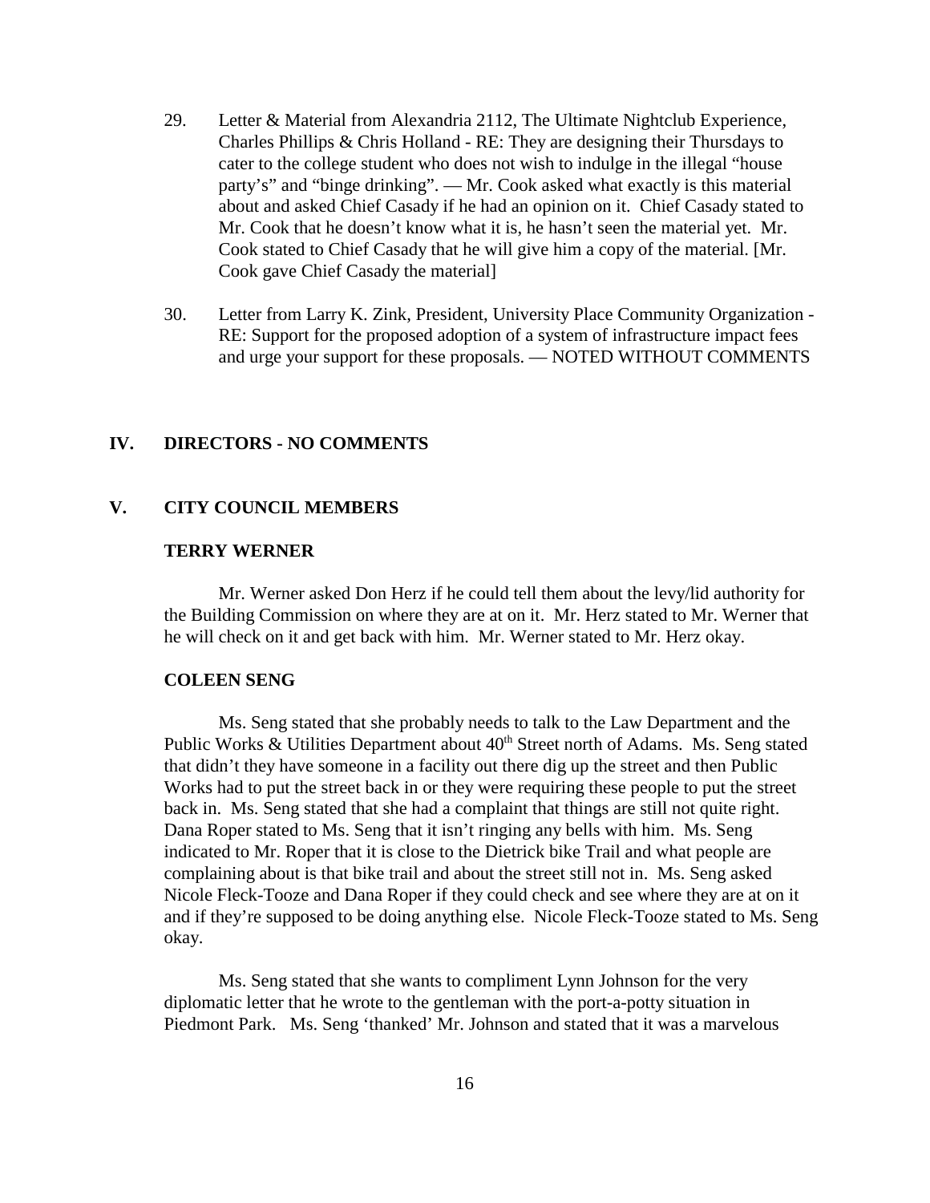29. Letter & Material from Alexandria 2112, The Ultimate Nightclub Experience, Charles Phillips & Chris Holland - RE: They are designing their Thursdays to cater to the college student who does not wish to indulge in the illegal "house party's" and "binge drinking". — Mr. Cook asked what exactly is this material about and asked Chief Casady if he had an opinion on it. Chief Casady stated to Mr. Cook that he doesn't know what it is, he hasn't seen the material yet. Mr. Cook stated to Chief Casady that he will give him a copy of the material. [Mr. Cook gave Chief Casady the material]

30. Letter from Larry K. Zink, President, University Place Community Organization - RE: Support for the proposed adoption of a system of infrastructure impact fees and urge your support for these proposals. — NOTED WITHOUT COMMENTS

## IV. DIRECTORS - NO COMMENTS

## V. CITY COUNCIL MEMBERS

### TERRY WERNER

Mr. Werner asked Don Herz if he could tell them about the levy/lid authority for the Building Commission on where they are at on it. Mr. Herz stated to Mr. Werner that he will check on it and get back with him. Mr. Werner stated to Mr. Herz okay.

### COLEEN SENG

Ms. Seng stated that she probably needs to talk to the Law Department and the Public Works & Utilities Department about 40th Street north of Adams. Ms. Seng stated that didn't they have someone in a facility out there dig up the street and then Public Works had to put the street back in or they were requiring these people to put the street back in. Ms. Seng stated that she had a complaint that things are still not quite right. Dana Roper stated to Ms. Seng that it isn't ringing any bells with him. Ms. Seng indicated to Mr. Roper that it is close to the Dietrick bike Trail and what people are complaining about is that bike trail and about the street still not in. Ms. Seng asked Nicole Fleck-Tooze and Dana Roper if they could check and see where they are at on it and if they're supposed to be doing anything else. Nicole Fleck-Tooze stated to Ms. Seng okay.

Ms. Seng stated that she wants to compliment Lynn Johnson for the very diplomatic letter that he wrote to the gentleman with the port-a-potty situation in Piedmont Park. Ms. Seng 'thanked' Mr. Johnson and stated that it was a marvelous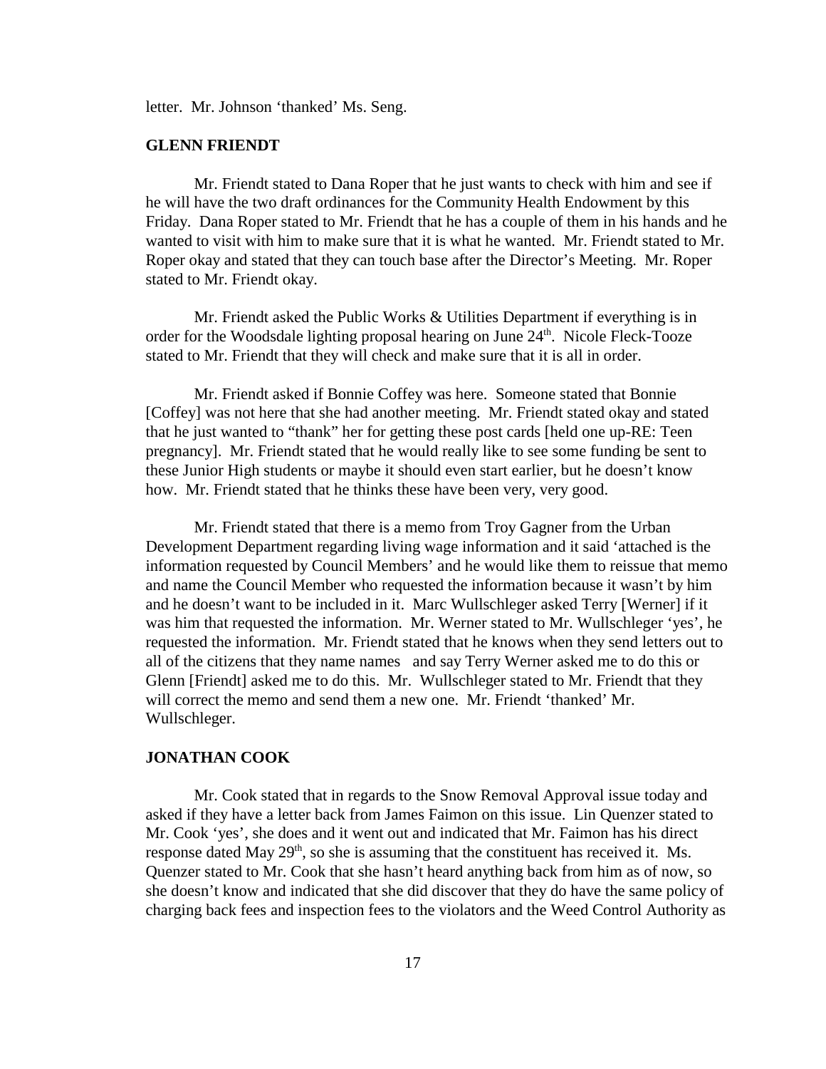letter. Mr. Johnson 'thanked' Ms. Seng.

**GLENN FRIENDT**

Mr. Friendt stated to Dana Roper that he just wants to check with him and see if he will have the two draft ordinances for the Community Health Endowment by this Friday. Dana Roper stated to Mr. Friendt that he has a couple of them in his hands and he wanted to visit with him to make sure that it is what he wanted. Mr. Friendt stated to Mr. Roper okay and stated that they can touch base after the Director's Meeting. Mr. Roper stated to Mr. Friendt okay.

Mr. Friendt asked the Public Works & Utilities Department if everything is in order for the Woodsdale lighting proposal hearing on June 24th. Nicole Fleck-Tooze stated to Mr. Friendt that they will check and make sure that it is all in order.

Mr. Friendt asked if Bonnie Coffey was here. Someone stated that Bonnie [Coffey] was not here that she had another meeting. Mr. Friendt stated okay and stated that he just wanted to "thank" her for getting these post cards [held one up-RE: Teen pregnancy]. Mr. Friendt stated that he would really like to see some funding be sent to these Junior High students or maybe it should even start earlier, but he doesn't know how. Mr. Friendt stated that he thinks these have been very, very good.

Mr. Friendt stated that there is a memo from Troy Gagner from the Urban Development Department regarding living wage information and it said 'attached is the information requested by Council Members' and he would like them to reissue that memo and name the Council Member who requested the information because it wasn't by him and he doesn't want to be included in it. Marc Wullschleger asked Terry [Werner] if it was him that requested the information. Mr. Werner stated to Mr. Wullschleger 'yes', he requested the information. Mr. Friendt stated that he knows when they send letters out to all of the citizens that they name names and say Terry Werner asked me to do this or Glenn [Friendt] asked me to do this. Mr. Wullschleger stated to Mr. Friendt that they will correct the memo and send them a new one. Mr. Friendt 'thanked' Mr. Wullschleger.

**JONATHAN COOK**

Mr. Cook stated that in regards to the Snow Removal Approval issue today and asked if they have a letter back from James Faimon on this issue. Lin Quenzer stated to Mr. Cook 'yes', she does and it went out and indicated that Mr. Faimon has his direct response dated May 29th, so she is assuming that the constituent has received it. Ms. Quenzer stated to Mr. Cook that she hasn't heard anything back from him as of now, so she doesn't know and indicated that she did discover that they do have the same policy of charging back fees and inspection fees to the violators and the Weed Control Authority as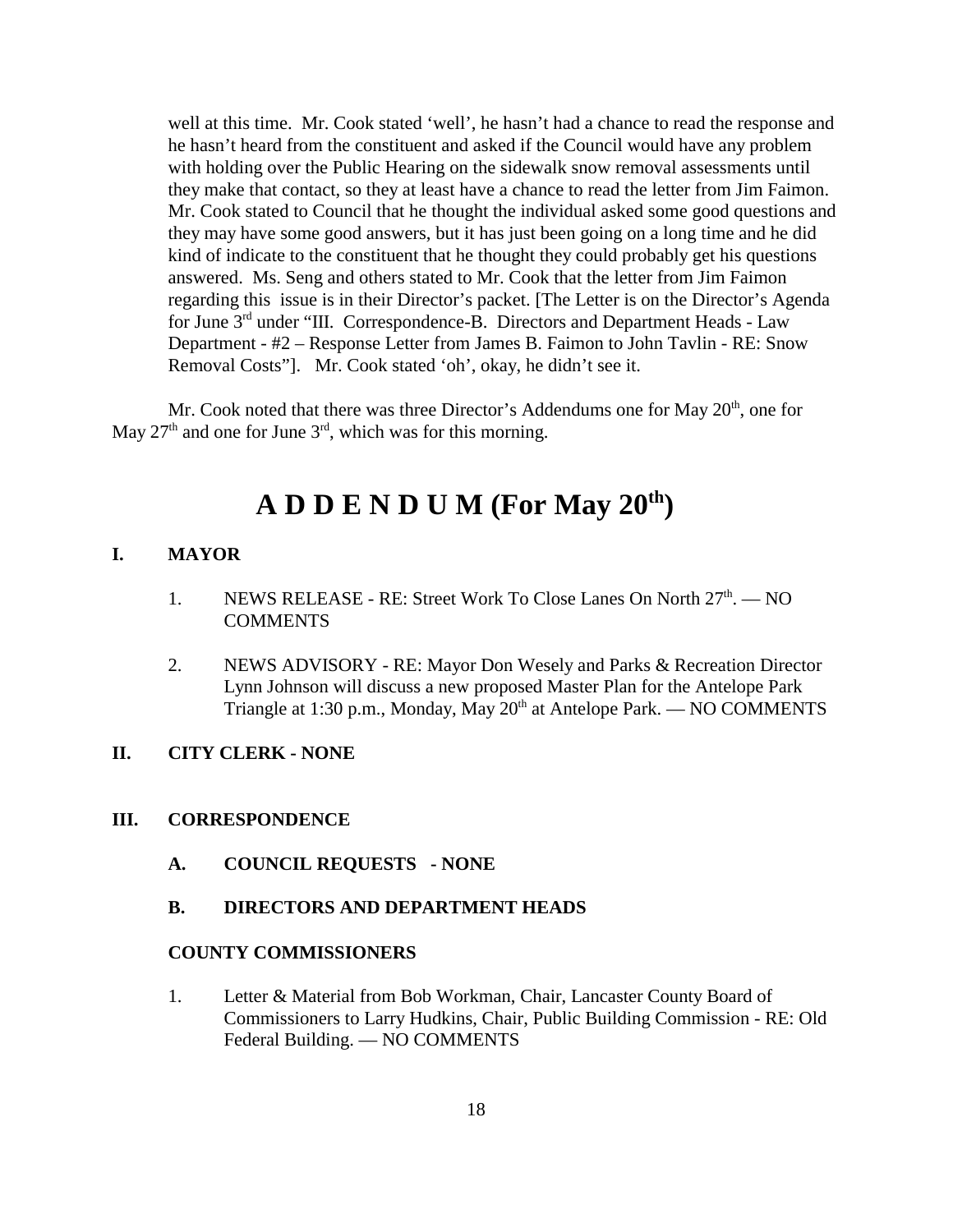well at this time. Mr. Cook stated 'well', he hasn't had a chance to read the response and he hasn't heard from the constituent and asked if the Council would have any problem with holding over the Public Hearing on the sidewalk snow removal assessments until they make that contact, so they at least have a chance to read the letter from Jim Faimon. Mr. Cook stated to Council that he thought the individual asked some good questions and they may have some good answers, but it has just been going on a long time and he did kind of indicate to the constituent that he thought they could probably get his questions answered. Ms. Seng and others stated to Mr. Cook that the letter from Jim Faimon regarding this issue is in their Director's packet. [The Letter is on the Director's Agenda for June 3rd under "III. Correspondence-B. Directors and Department Heads - Law Department - #2 – Response Letter from James B. Faimon to John Tavlin - RE: Snow Removal Costs"]. Mr. Cook stated 'oh', okay, he didn't see it.

Mr. Cook noted that there was three Director's Addendums one for May 20th, one for May 27th and one for June 3rd, which was for this morning.

# A D D E N D U M (For May 20th)

**I. MAYOR**

1. NEWS RELEASE - RE: Street Work To Close Lanes On North 27th. — NO COMMENTS

2. NEWS ADVISORY - RE: Mayor Don Wesely and Parks & Recreation Director Lynn Johnson will discuss a new proposed Master Plan for the Antelope Park Triangle at 1:30 p.m., Monday, May 20th at Antelope Park. — NO COMMENTS

**II. CITY CLERK - NONE**

**III. CORRESPONDENCE**

**A. COUNCIL REQUESTS - NONE**

**B. DIRECTORS AND DEPARTMENT HEADS**

**COUNTY COMMISSIONERS**

1. Letter & Material from Bob Workman, Chair, Lancaster County Board of Commissioners to Larry Hudkins, Chair, Public Building Commission - RE: Old Federal Building. — NO COMMENTS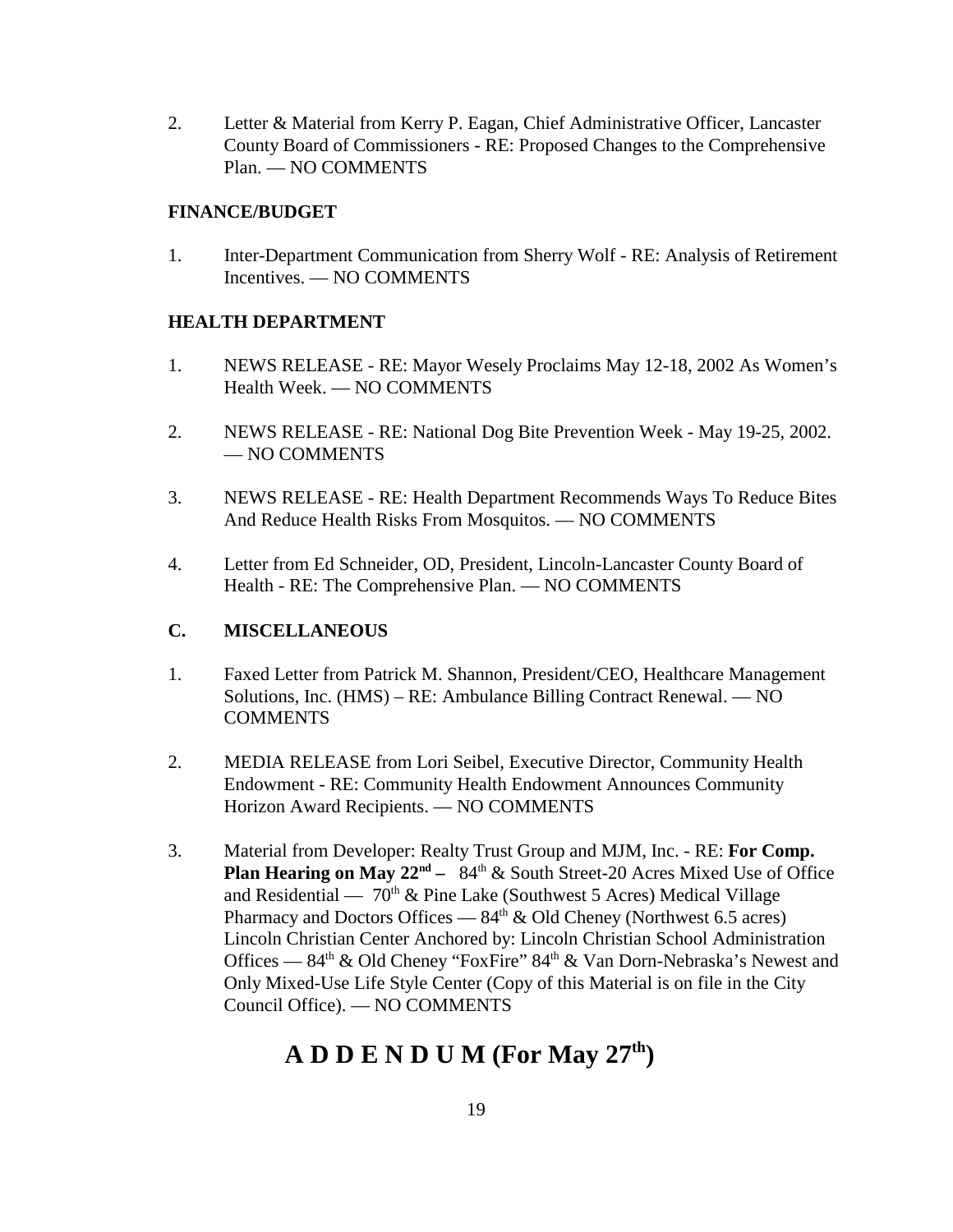2. Letter & Material from Kerry P. Eagan, Chief Administrative Officer, Lancaster County Board of Commissioners - RE: Proposed Changes to the Comprehensive Plan. — NO COMMENTS

**FINANCE/BUDGET**

1. Inter-Department Communication from Sherry Wolf - RE: Analysis of Retirement Incentives. — NO COMMENTS

**HEALTH DEPARTMENT**

1. NEWS RELEASE - RE: Mayor Wesely Proclaims May 12-18, 2002 As Women's Health Week. — NO COMMENTS

2. NEWS RELEASE - RE: National Dog Bite Prevention Week - May 19-25, 2002. — NO COMMENTS

3. NEWS RELEASE - RE: Health Department Recommends Ways To Reduce Bites And Reduce Health Risks From Mosquitos. — NO COMMENTS

4. Letter from Ed Schneider, OD, President, Lincoln-Lancaster County Board of Health - RE: The Comprehensive Plan. — NO COMMENTS

**C. MISCELLANEOUS**

1. Faxed Letter from Patrick M. Shannon, President/CEO, Healthcare Management Solutions, Inc. (HMS) – RE: Ambulance Billing Contract Renewal. — NO COMMENTS

2. MEDIA RELEASE from Lori Seibel, Executive Director, Community Health Endowment - RE: Community Health Endowment Announces Community Horizon Award Recipients. — NO COMMENTS

3. Material from Developer: Realty Trust Group and MJM, Inc. - RE: **For Comp. Plan Hearing on May 22nd –** 84th & South Street-20 Acres Mixed Use of Office and Residential — 70th & Pine Lake (Southwest 5 Acres) Medical Village Pharmacy and Doctors Offices — 84th & Old Cheney (Northwest 6.5 acres) Lincoln Christian Center Anchored by: Lincoln Christian School Administration Offices — 84th & Old Cheney "FoxFire" 84th & Van Dorn-Nebraska's Newest and Only Mixed-Use Life Style Center (Copy of this Material is on file in the City Council Office). — NO COMMENTS

# A D D E N D U M (For May 27th)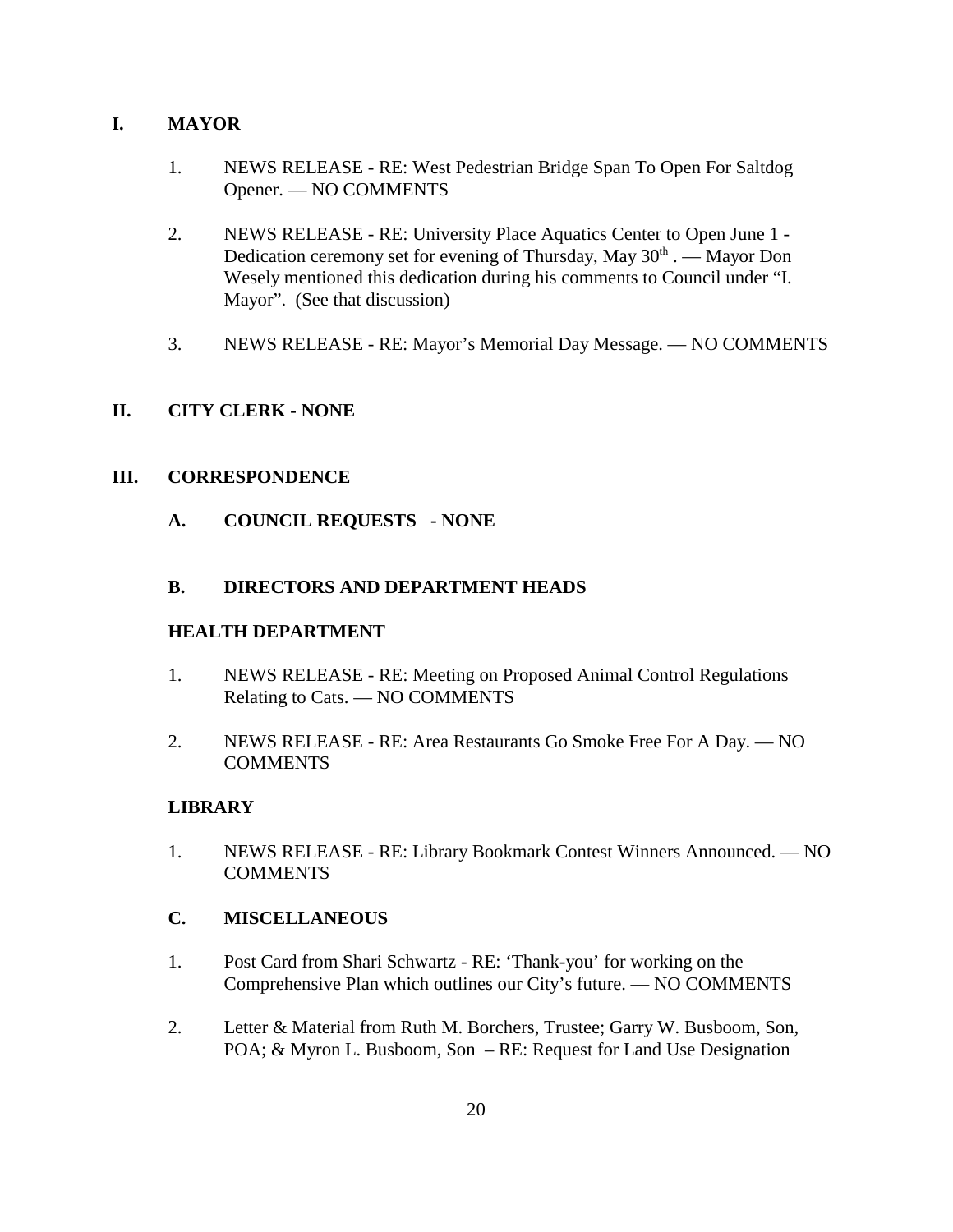## I. MAYOR

1. NEWS RELEASE - RE: West Pedestrian Bridge Span To Open For Saltdog Opener. — NO COMMENTS

2. NEWS RELEASE - RE: University Place Aquatics Center to Open June 1 - Dedication ceremony set for evening of Thursday, May 30th . — Mayor Don Wesely mentioned this dedication during his comments to Council under "I. Mayor". (See that discussion)

3. NEWS RELEASE - RE: Mayor's Memorial Day Message. — NO COMMENTS

## II. CITY CLERK - NONE

## III. CORRESPONDENCE

### A. COUNCIL REQUESTS - NONE

### B. DIRECTORS AND DEPARTMENT HEADS

**HEALTH DEPARTMENT**

1. NEWS RELEASE - RE: Meeting on Proposed Animal Control Regulations Relating to Cats. — NO COMMENTS

2. NEWS RELEASE - RE: Area Restaurants Go Smoke Free For A Day. — NO COMMENTS

**LIBRARY**

1. NEWS RELEASE - RE: Library Bookmark Contest Winners Announced. — NO COMMENTS

### C. MISCELLANEOUS

1. Post Card from Shari Schwartz - RE: 'Thank-you' for working on the Comprehensive Plan which outlines our City's future. — NO COMMENTS

2. Letter & Material from Ruth M. Borchers, Trustee; Garry W. Busboom, Son, POA; & Myron L. Busboom, Son – RE: Request for Land Use Designation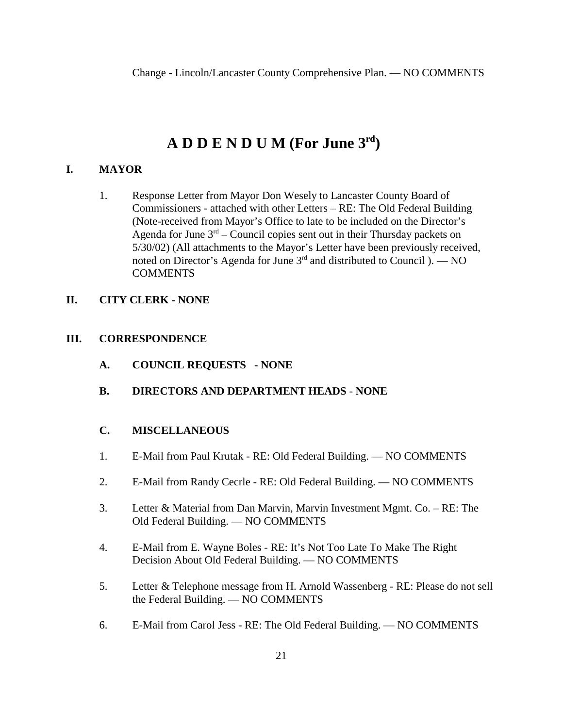Change - Lincoln/Lancaster County Comprehensive Plan. — NO COMMENTS

# A D D E N D U M (For June 3rd)

## I. MAYOR

1. Response Letter from Mayor Don Wesely to Lancaster County Board of Commissioners - attached with other Letters – RE: The Old Federal Building (Note-received from Mayor's Office to late to be included on the Director's Agenda for June 3rd – Council copies sent out in their Thursday packets on 5/30/02) (All attachments to the Mayor's Letter have been previously received, noted on Director's Agenda for June 3rd and distributed to Council ). — NO COMMENTS

## II. CITY CLERK - NONE

## III. CORRESPONDENCE

### A. COUNCIL REQUESTS - NONE

### B. DIRECTORS AND DEPARTMENT HEADS - NONE

### C. MISCELLANEOUS

1. E-Mail from Paul Krutak - RE: Old Federal Building. — NO COMMENTS
2. E-Mail from Randy Cecrle - RE: Old Federal Building. — NO COMMENTS
3. Letter & Material from Dan Marvin, Marvin Investment Mgmt. Co. – RE: The Old Federal Building. — NO COMMENTS
4. E-Mail from E. Wayne Boles - RE: It's Not Too Late To Make The Right Decision About Old Federal Building. — NO COMMENTS
5. Letter & Telephone message from H. Arnold Wassenberg - RE: Please do not sell the Federal Building. — NO COMMENTS
6. E-Mail from Carol Jess - RE: The Old Federal Building. — NO COMMENTS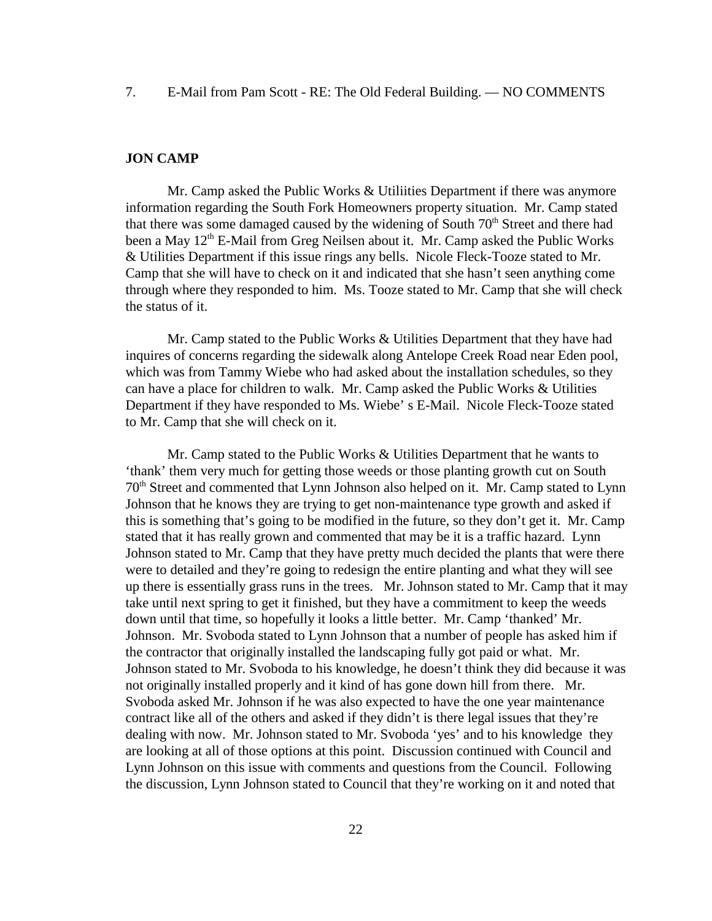7. E-Mail from Pam Scott - RE: The Old Federal Building. — NO COMMENTS

**JON CAMP**

Mr. Camp asked the Public Works & Utiliities Department if there was anymore information regarding the South Fork Homeowners property situation. Mr. Camp stated that there was some damaged caused by the widening of South 70th Street and there had been a May 12th E-Mail from Greg Neilsen about it. Mr. Camp asked the Public Works & Utilities Department if this issue rings any bells. Nicole Fleck-Tooze stated to Mr. Camp that she will have to check on it and indicated that she hasn't seen anything come through where they responded to him. Ms. Tooze stated to Mr. Camp that she will check the status of it.

Mr. Camp stated to the Public Works & Utilities Department that they have had inquires of concerns regarding the sidewalk along Antelope Creek Road near Eden pool, which was from Tammy Wiebe who had asked about the installation schedules, so they can have a place for children to walk. Mr. Camp asked the Public Works & Utilities Department if they have responded to Ms. Wiebe' s E-Mail. Nicole Fleck-Tooze stated to Mr. Camp that she will check on it.

Mr. Camp stated to the Public Works & Utilities Department that he wants to 'thank' them very much for getting those weeds or those planting growth cut on South 70th Street and commented that Lynn Johnson also helped on it. Mr. Camp stated to Lynn Johnson that he knows they are trying to get non-maintenance type growth and asked if this is something that's going to be modified in the future, so they don't get it. Mr. Camp stated that it has really grown and commented that may be it is a traffic hazard. Lynn Johnson stated to Mr. Camp that they have pretty much decided the plants that were there were to detailed and they're going to redesign the entire planting and what they will see up there is essentially grass runs in the trees. Mr. Johnson stated to Mr. Camp that it may take until next spring to get it finished, but they have a commitment to keep the weeds down until that time, so hopefully it looks a little better. Mr. Camp 'thanked' Mr. Johnson. Mr. Svoboda stated to Lynn Johnson that a number of people has asked him if the contractor that originally installed the landscaping fully got paid or what. Mr. Johnson stated to Mr. Svoboda to his knowledge, he doesn't think they did because it was not originally installed properly and it kind of has gone down hill from there. Mr. Svoboda asked Mr. Johnson if he was also expected to have the one year maintenance contract like all of the others and asked if they didn't is there legal issues that they're dealing with now. Mr. Johnson stated to Mr. Svoboda 'yes' and to his knowledge they are looking at all of those options at this point. Discussion continued with Council and Lynn Johnson on this issue with comments and questions from the Council. Following the discussion, Lynn Johnson stated to Council that they're working on it and noted that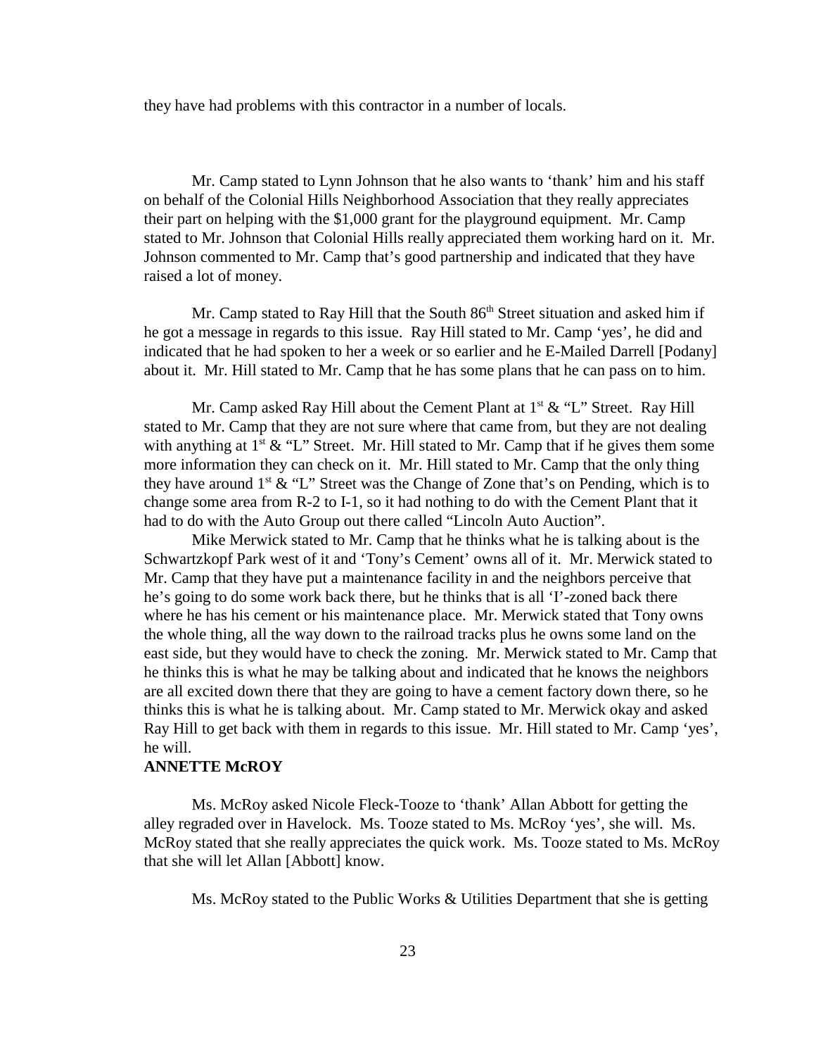they have had problems with this contractor in a number of locals.

Mr. Camp stated to Lynn Johnson that he also wants to 'thank' him and his staff on behalf of the Colonial Hills Neighborhood Association that they really appreciates their part on helping with the $1,000 grant for the playground equipment. Mr. Camp stated to Mr. Johnson that Colonial Hills really appreciated them working hard on it. Mr. Johnson commented to Mr. Camp that's good partnership and indicated that they have raised a lot of money.

Mr. Camp stated to Ray Hill that the South 86th Street situation and asked him if he got a message in regards to this issue. Ray Hill stated to Mr. Camp 'yes', he did and indicated that he had spoken to her a week or so earlier and he E-Mailed Darrell [Podany] about it. Mr. Hill stated to Mr. Camp that he has some plans that he can pass on to him.

Mr. Camp asked Ray Hill about the Cement Plant at 1st & "L" Street. Ray Hill stated to Mr. Camp that they are not sure where that came from, but they are not dealing with anything at 1st & "L" Street. Mr. Hill stated to Mr. Camp that if he gives them some more information they can check on it. Mr. Hill stated to Mr. Camp that the only thing they have around 1st & "L" Street was the Change of Zone that's on Pending, which is to change some area from R-2 to I-1, so it had nothing to do with the Cement Plant that it had to do with the Auto Group out there called "Lincoln Auto Auction".

Mike Merwick stated to Mr. Camp that he thinks what he is talking about is the Schwartzkopf Park west of it and 'Tony's Cement' owns all of it. Mr. Merwick stated to Mr. Camp that they have put a maintenance facility in and the neighbors perceive that he's going to do some work back there, but he thinks that is all 'I'-zoned back there where he has his cement or his maintenance place. Mr. Merwick stated that Tony owns the whole thing, all the way down to the railroad tracks plus he owns some land on the east side, but they would have to check the zoning. Mr. Merwick stated to Mr. Camp that he thinks this is what he may be talking about and indicated that he knows the neighbors are all excited down there that they are going to have a cement factory down there, so he thinks this is what he is talking about. Mr. Camp stated to Mr. Merwick okay and asked Ray Hill to get back with them in regards to this issue. Mr. Hill stated to Mr. Camp 'yes', he will.

**ANNETTE McROY**

Ms. McRoy asked Nicole Fleck-Tooze to 'thank' Allan Abbott for getting the alley regraded over in Havelock. Ms. Tooze stated to Ms. McRoy 'yes', she will. Ms. McRoy stated that she really appreciates the quick work. Ms. Tooze stated to Ms. McRoy that she will let Allan [Abbott] know.

Ms. McRoy stated to the Public Works & Utilities Department that she is getting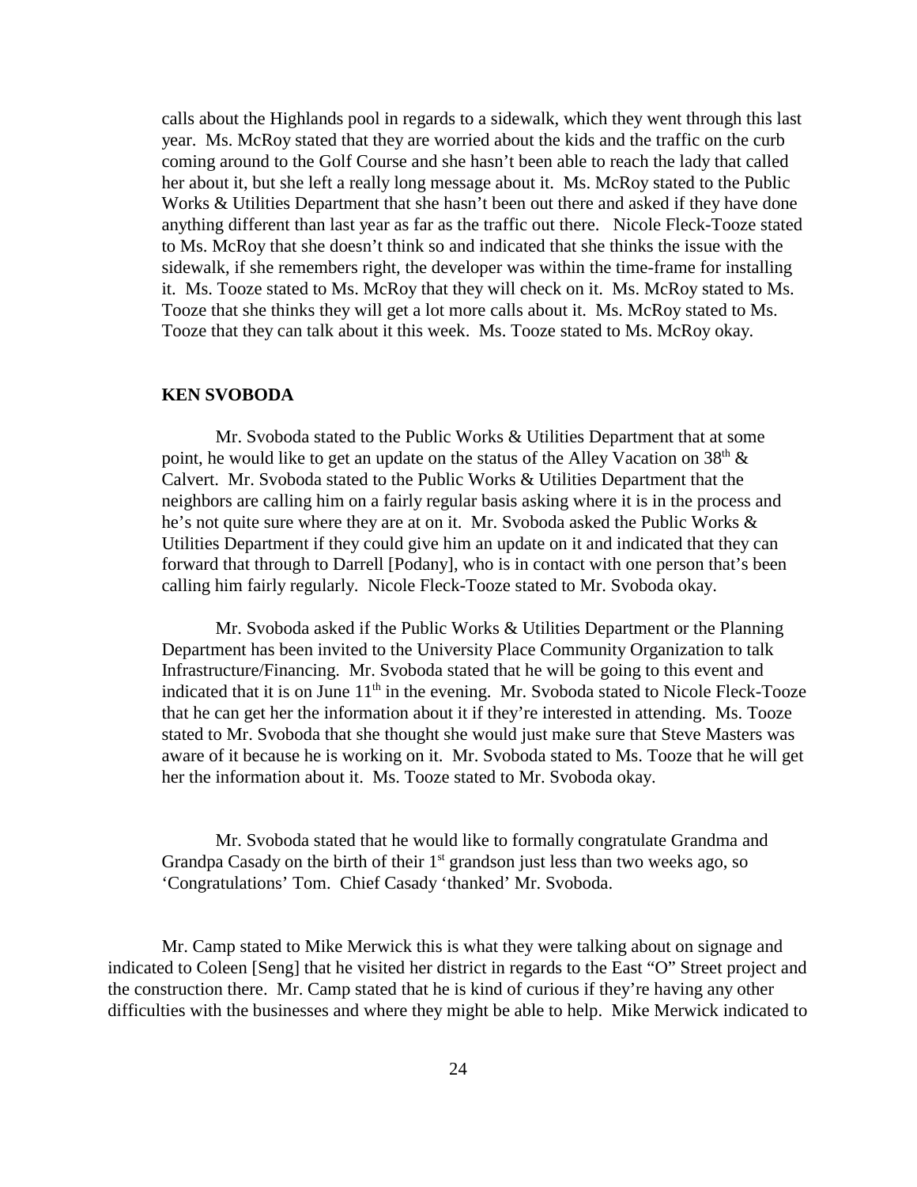calls about the Highlands pool in regards to a sidewalk, which they went through this last year. Ms. McRoy stated that they are worried about the kids and the traffic on the curb coming around to the Golf Course and she hasn't been able to reach the lady that called her about it, but she left a really long message about it. Ms. McRoy stated to the Public Works & Utilities Department that she hasn't been out there and asked if they have done anything different than last year as far as the traffic out there. Nicole Fleck-Tooze stated to Ms. McRoy that she doesn't think so and indicated that she thinks the issue with the sidewalk, if she remembers right, the developer was within the time-frame for installing it. Ms. Tooze stated to Ms. McRoy that they will check on it. Ms. McRoy stated to Ms. Tooze that she thinks they will get a lot more calls about it. Ms. McRoy stated to Ms. Tooze that they can talk about it this week. Ms. Tooze stated to Ms. McRoy okay.

**KEN SVOBODA**

Mr. Svoboda stated to the Public Works & Utilities Department that at some point, he would like to get an update on the status of the Alley Vacation on 38th & Calvert. Mr. Svoboda stated to the Public Works & Utilities Department that the neighbors are calling him on a fairly regular basis asking where it is in the process and he's not quite sure where they are at on it. Mr. Svoboda asked the Public Works & Utilities Department if they could give him an update on it and indicated that they can forward that through to Darrell [Podany], who is in contact with one person that's been calling him fairly regularly. Nicole Fleck-Tooze stated to Mr. Svoboda okay.

Mr. Svoboda asked if the Public Works & Utilities Department or the Planning Department has been invited to the University Place Community Organization to talk Infrastructure/Financing. Mr. Svoboda stated that he will be going to this event and indicated that it is on June 11th in the evening. Mr. Svoboda stated to Nicole Fleck-Tooze that he can get her the information about it if they're interested in attending. Ms. Tooze stated to Mr. Svoboda that she thought she would just make sure that Steve Masters was aware of it because he is working on it. Mr. Svoboda stated to Ms. Tooze that he will get her the information about it. Ms. Tooze stated to Mr. Svoboda okay.

Mr. Svoboda stated that he would like to formally congratulate Grandma and Grandpa Casady on the birth of their 1st grandson just less than two weeks ago, so 'Congratulations' Tom. Chief Casady 'thanked' Mr. Svoboda.

Mr. Camp stated to Mike Merwick this is what they were talking about on signage and indicated to Coleen [Seng] that he visited her district in regards to the East "O" Street project and the construction there. Mr. Camp stated that he is kind of curious if they're having any other difficulties with the businesses and where they might be able to help. Mike Merwick indicated to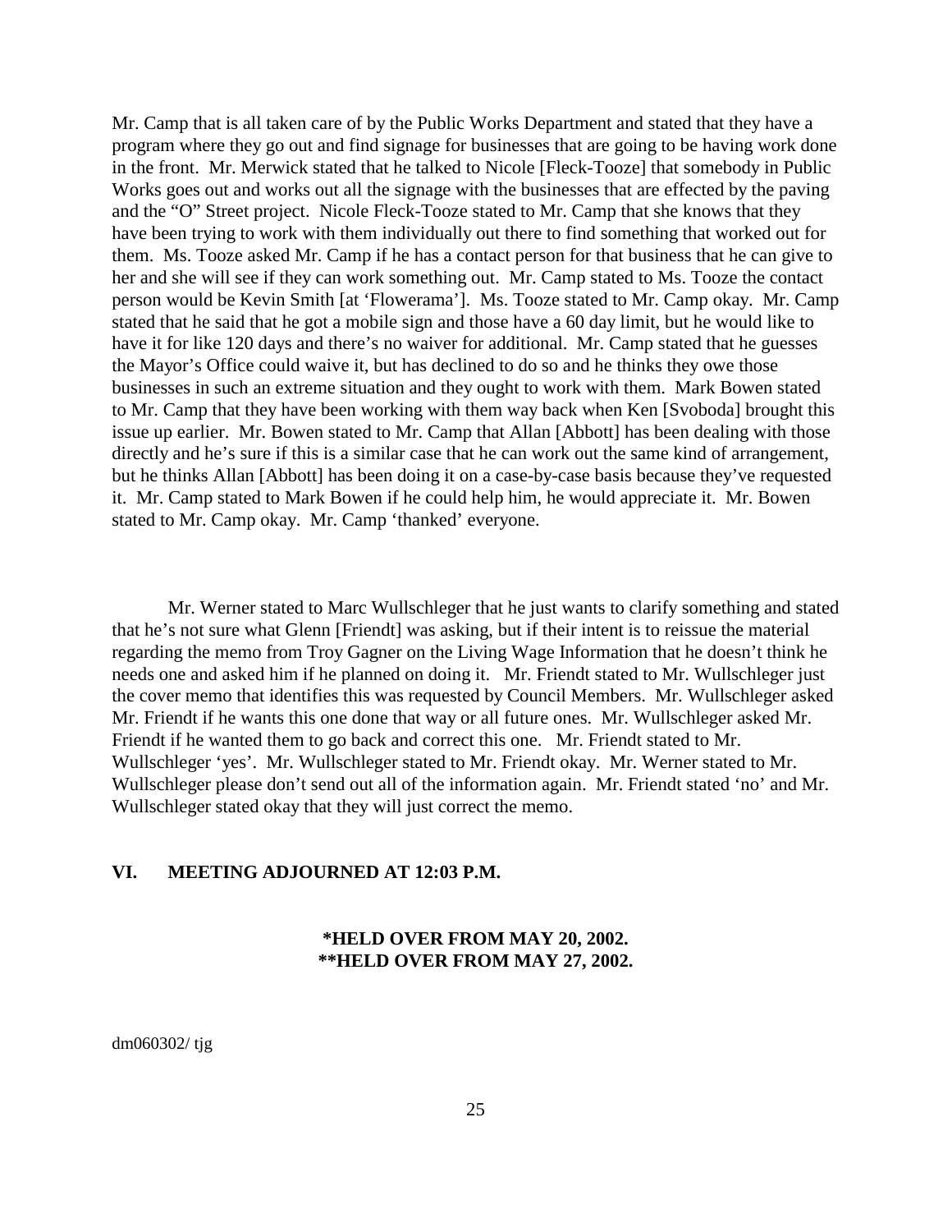Mr. Camp that is all taken care of by the Public Works Department and stated that they have a program where they go out and find signage for businesses that are going to be having work done in the front. Mr. Merwick stated that he talked to Nicole [Fleck-Tooze] that somebody in Public Works goes out and works out all the signage with the businesses that are effected by the paving and the "O" Street project. Nicole Fleck-Tooze stated to Mr. Camp that she knows that they have been trying to work with them individually out there to find something that worked out for them. Ms. Tooze asked Mr. Camp if he has a contact person for that business that he can give to her and she will see if they can work something out. Mr. Camp stated to Ms. Tooze the contact person would be Kevin Smith [at 'Flowerama']. Ms. Tooze stated to Mr. Camp okay. Mr. Camp stated that he said that he got a mobile sign and those have a 60 day limit, but he would like to have it for like 120 days and there's no waiver for additional. Mr. Camp stated that he guesses the Mayor's Office could waive it, but has declined to do so and he thinks they owe those businesses in such an extreme situation and they ought to work with them. Mark Bowen stated to Mr. Camp that they have been working with them way back when Ken [Svoboda] brought this issue up earlier. Mr. Bowen stated to Mr. Camp that Allan [Abbott] has been dealing with those directly and he's sure if this is a similar case that he can work out the same kind of arrangement, but he thinks Allan [Abbott] has been doing it on a case-by-case basis because they've requested it. Mr. Camp stated to Mark Bowen if he could help him, he would appreciate it. Mr. Bowen stated to Mr. Camp okay. Mr. Camp 'thanked' everyone.

Mr. Werner stated to Marc Wullschleger that he just wants to clarify something and stated that he's not sure what Glenn [Friendt] was asking, but if their intent is to reissue the material regarding the memo from Troy Gagner on the Living Wage Information that he doesn't think he needs one and asked him if he planned on doing it. Mr. Friendt stated to Mr. Wullschleger just the cover memo that identifies this was requested by Council Members. Mr. Wullschleger asked Mr. Friendt if he wants this one done that way or all future ones. Mr. Wullschleger asked Mr. Friendt if he wanted them to go back and correct this one. Mr. Friendt stated to Mr. Wullschleger 'yes'. Mr. Wullschleger stated to Mr. Friendt okay. Mr. Werner stated to Mr. Wullschleger please don't send out all of the information again. Mr. Friendt stated 'no' and Mr. Wullschleger stated okay that they will just correct the memo.

## VI. MEETING ADJOURNED AT 12:03 P.M.

**\*HELD OVER FROM MAY 20, 2002.**
**\*\*HELD OVER FROM MAY 27, 2002.**

dm060302/ tjg